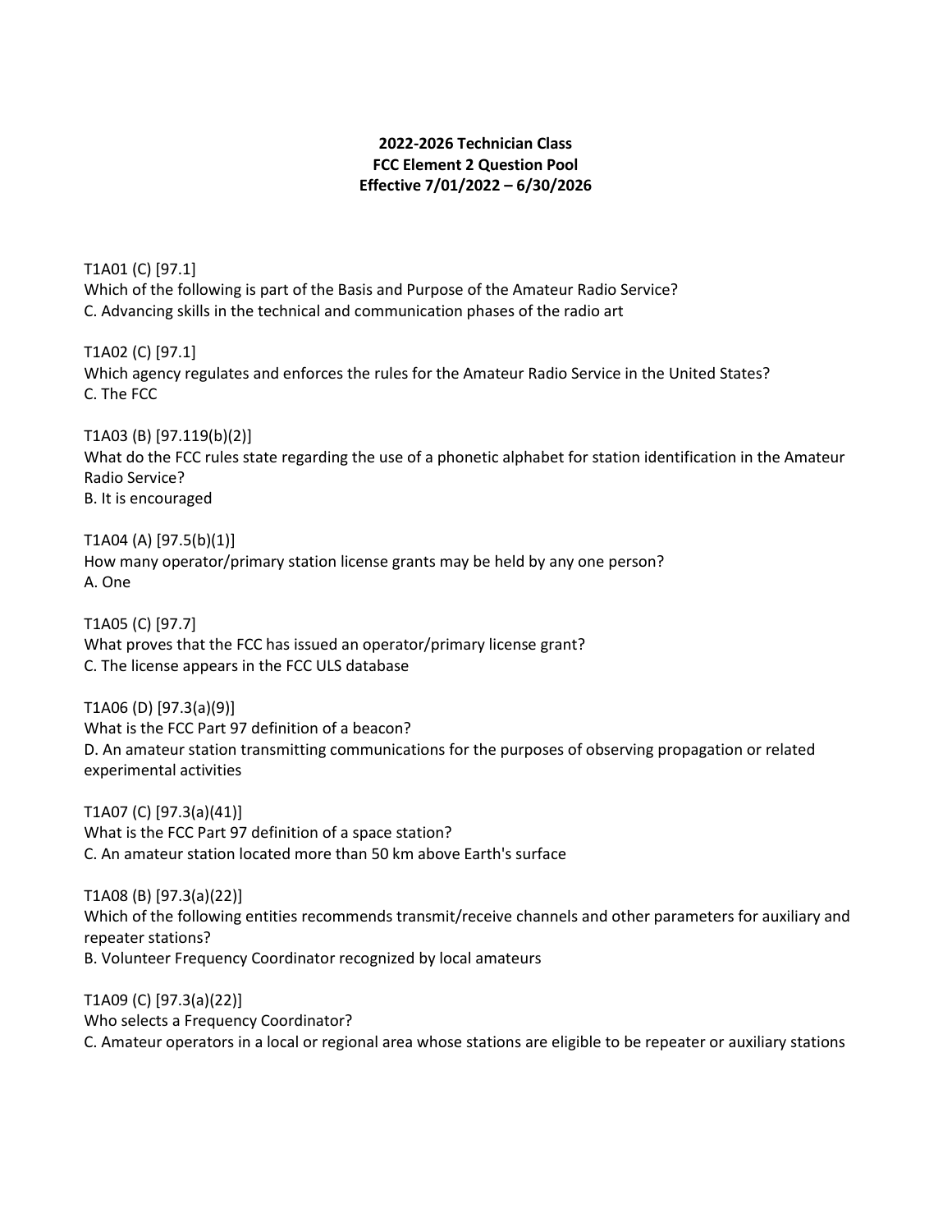**2022-2026 Technician Class**
**FCC Element 2 Question Pool**
**Effective 7/01/2022 – 6/30/2026**

T1A01 (C) [97.1]
Which of the following is part of the Basis and Purpose of the Amateur Radio Service?
C. Advancing skills in the technical and communication phases of the radio art

T1A02 (C) [97.1]
Which agency regulates and enforces the rules for the Amateur Radio Service in the United States?
C. The FCC

T1A03 (B) [97.119(b)(2)]
What do the FCC rules state regarding the use of a phonetic alphabet for station identification in the Amateur Radio Service?
B. It is encouraged

T1A04 (A) [97.5(b)(1)]
How many operator/primary station license grants may be held by any one person?
A. One

T1A05 (C) [97.7]
What proves that the FCC has issued an operator/primary license grant?
C. The license appears in the FCC ULS database

T1A06 (D) [97.3(a)(9)]
What is the FCC Part 97 definition of a beacon?
D. An amateur station transmitting communications for the purposes of observing propagation or related experimental activities

T1A07 (C) [97.3(a)(41)]
What is the FCC Part 97 definition of a space station?
C. An amateur station located more than 50 km above Earth's surface

T1A08 (B) [97.3(a)(22)]
Which of the following entities recommends transmit/receive channels and other parameters for auxiliary and repeater stations?
B. Volunteer Frequency Coordinator recognized by local amateurs

T1A09 (C) [97.3(a)(22)]
Who selects a Frequency Coordinator?
C. Amateur operators in a local or regional area whose stations are eligible to be repeater or auxiliary stations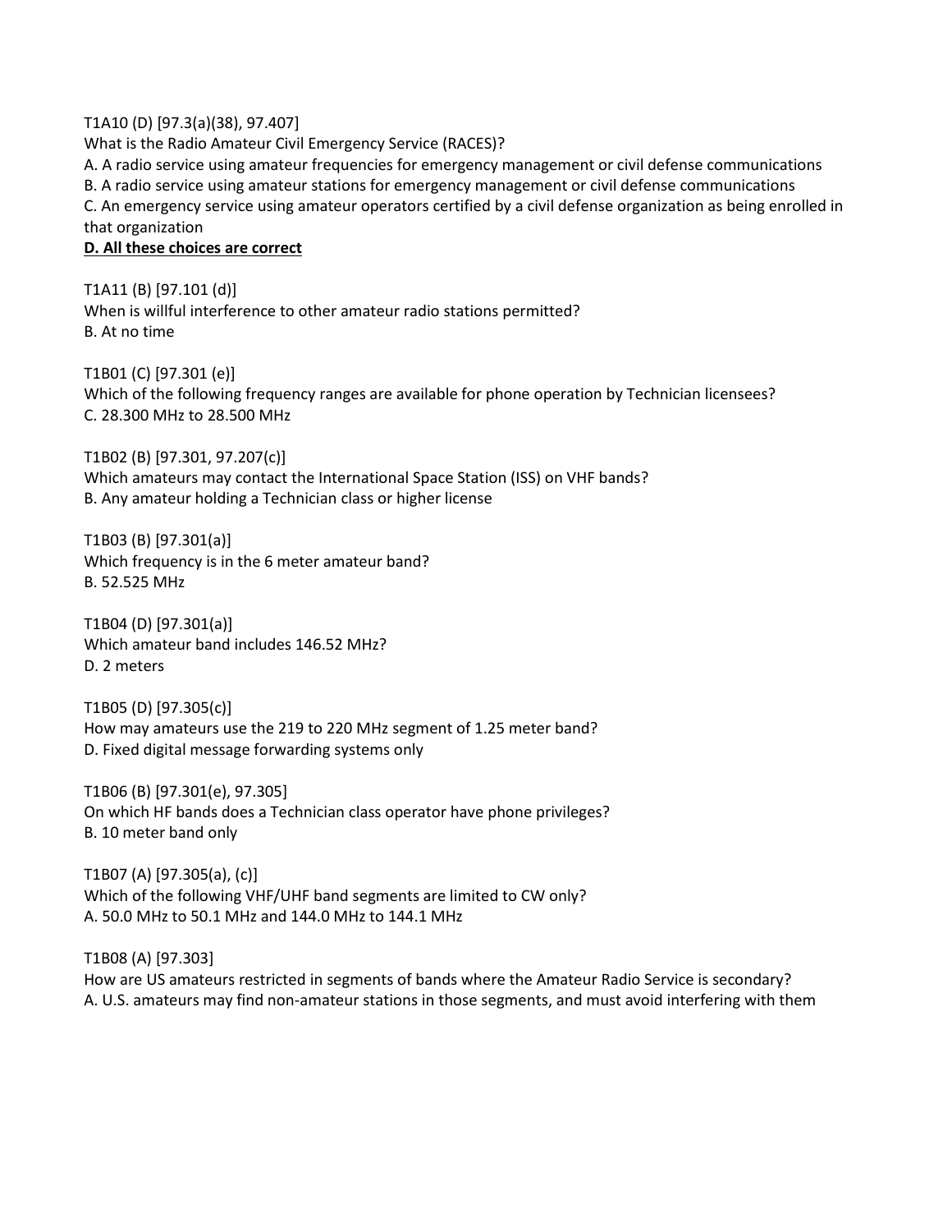T1A10 (D) [97.3(a)(38), 97.407]
What is the Radio Amateur Civil Emergency Service (RACES)?
A. A radio service using amateur frequencies for emergency management or civil defense communications
B. A radio service using amateur stations for emergency management or civil defense communications
C. An emergency service using amateur operators certified by a civil defense organization as being enrolled in that organization
**D. All these choices are correct**

T1A11 (B) [97.101 (d)]
When is willful interference to other amateur radio stations permitted?
B. At no time

T1B01 (C) [97.301 (e)]
Which of the following frequency ranges are available for phone operation by Technician licensees?
C. 28.300 MHz to 28.500 MHz

T1B02 (B) [97.301, 97.207(c)]
Which amateurs may contact the International Space Station (ISS) on VHF bands?
B. Any amateur holding a Technician class or higher license

T1B03 (B) [97.301(a)]
Which frequency is in the 6 meter amateur band?
B. 52.525 MHz

T1B04 (D) [97.301(a)]
Which amateur band includes 146.52 MHz?
D. 2 meters

T1B05 (D) [97.305(c)]
How may amateurs use the 219 to 220 MHz segment of 1.25 meter band?
D. Fixed digital message forwarding systems only

T1B06 (B) [97.301(e), 97.305]
On which HF bands does a Technician class operator have phone privileges?
B. 10 meter band only

T1B07 (A) [97.305(a), (c)]
Which of the following VHF/UHF band segments are limited to CW only?
A. 50.0 MHz to 50.1 MHz and 144.0 MHz to 144.1 MHz

T1B08 (A) [97.303]
How are US amateurs restricted in segments of bands where the Amateur Radio Service is secondary?
A. U.S. amateurs may find non-amateur stations in those segments, and must avoid interfering with them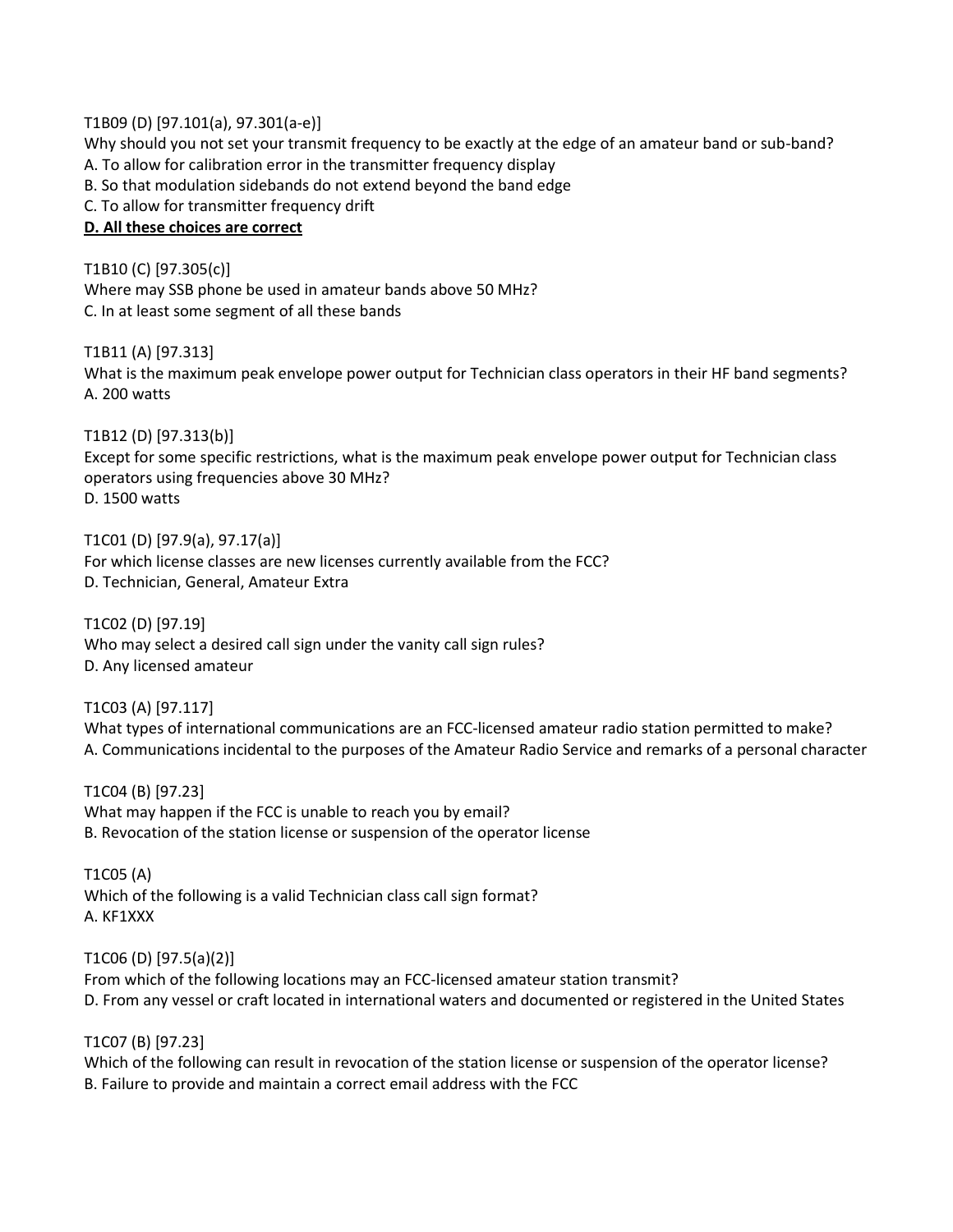T1B09 (D) [97.101(a), 97.301(a-e)]
Why should you not set your transmit frequency to be exactly at the edge of an amateur band or sub-band?
A. To allow for calibration error in the transmitter frequency display
B. So that modulation sidebands do not extend beyond the band edge
C. To allow for transmitter frequency drift
**<u>D. All these choices are correct</u>**

T1B10 (C) [97.305(c)]
Where may SSB phone be used in amateur bands above 50 MHz?
C. In at least some segment of all these bands

T1B11 (A) [97.313]
What is the maximum peak envelope power output for Technician class operators in their HF band segments?
A. 200 watts

T1B12 (D) [97.313(b)]
Except for some specific restrictions, what is the maximum peak envelope power output for Technician class operators using frequencies above 30 MHz?
D. 1500 watts

T1C01 (D) [97.9(a), 97.17(a)]
For which license classes are new licenses currently available from the FCC?
D. Technician, General, Amateur Extra

T1C02 (D) [97.19]
Who may select a desired call sign under the vanity call sign rules?
D. Any licensed amateur

T1C03 (A) [97.117]
What types of international communications are an FCC-licensed amateur radio station permitted to make?
A. Communications incidental to the purposes of the Amateur Radio Service and remarks of a personal character

T1C04 (B) [97.23]
What may happen if the FCC is unable to reach you by email?
B. Revocation of the station license or suspension of the operator license

T1C05 (A)
Which of the following is a valid Technician class call sign format?
A. KF1XXX

T1C06 (D) [97.5(a)(2)]
From which of the following locations may an FCC-licensed amateur station transmit?
D. From any vessel or craft located in international waters and documented or registered in the United States

T1C07 (B) [97.23]
Which of the following can result in revocation of the station license or suspension of the operator license?
B. Failure to provide and maintain a correct email address with the FCC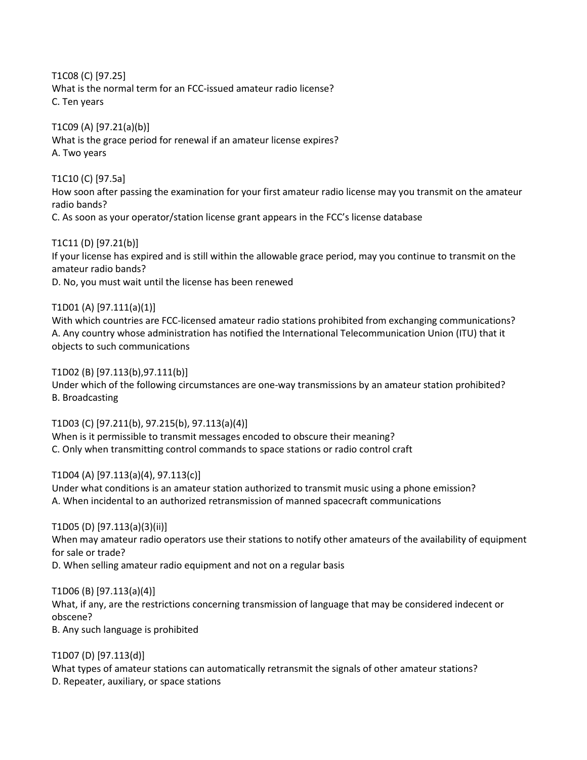T1C08 (C) [97.25]
What is the normal term for an FCC-issued amateur radio license?
C. Ten years

T1C09 (A) [97.21(a)(b)]
What is the grace period for renewal if an amateur license expires?
A. Two years

T1C10 (C) [97.5a]
How soon after passing the examination for your first amateur radio license may you transmit on the amateur radio bands?
C. As soon as your operator/station license grant appears in the FCC's license database

T1C11 (D) [97.21(b)]
If your license has expired and is still within the allowable grace period, may you continue to transmit on the amateur radio bands?
D. No, you must wait until the license has been renewed

T1D01 (A) [97.111(a)(1)]
With which countries are FCC-licensed amateur radio stations prohibited from exchanging communications?
A. Any country whose administration has notified the International Telecommunication Union (ITU) that it objects to such communications

T1D02 (B) [97.113(b),97.111(b)]
Under which of the following circumstances are one-way transmissions by an amateur station prohibited?
B. Broadcasting

T1D03 (C) [97.211(b), 97.215(b), 97.113(a)(4)]
When is it permissible to transmit messages encoded to obscure their meaning?
C. Only when transmitting control commands to space stations or radio control craft

T1D04 (A) [97.113(a)(4), 97.113(c)]
Under what conditions is an amateur station authorized to transmit music using a phone emission?
A. When incidental to an authorized retransmission of manned spacecraft communications

T1D05 (D) [97.113(a)(3)(ii)]
When may amateur radio operators use their stations to notify other amateurs of the availability of equipment for sale or trade?
D. When selling amateur radio equipment and not on a regular basis

T1D06 (B) [97.113(a)(4)]
What, if any, are the restrictions concerning transmission of language that may be considered indecent or obscene?
B. Any such language is prohibited

T1D07 (D) [97.113(d)]
What types of amateur stations can automatically retransmit the signals of other amateur stations?
D. Repeater, auxiliary, or space stations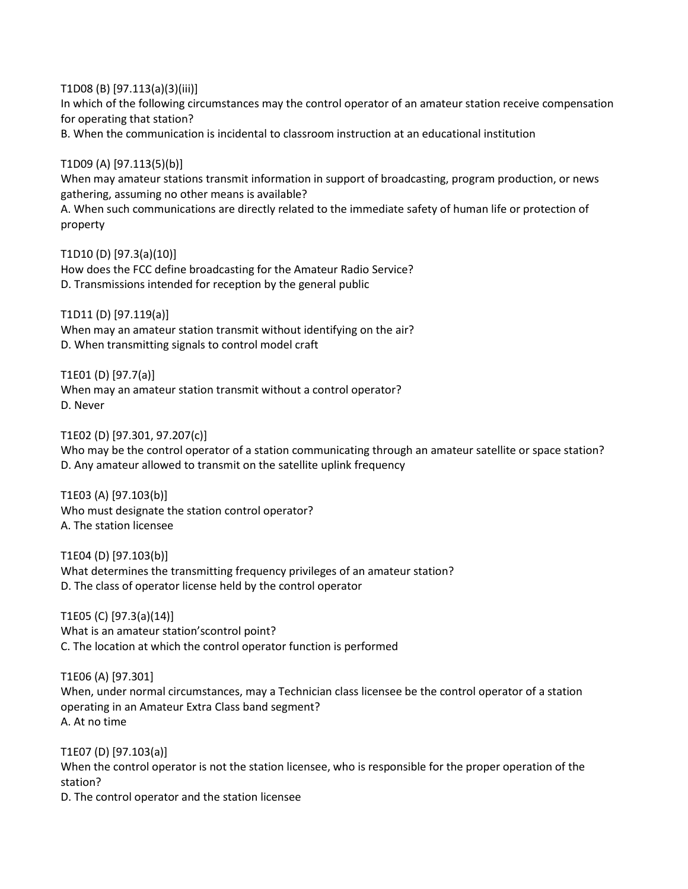T1D08 (B) [97.113(a)(3)(iii)]
In which of the following circumstances may the control operator of an amateur station receive compensation for operating that station?
B. When the communication is incidental to classroom instruction at an educational institution

T1D09 (A) [97.113(5)(b)]
When may amateur stations transmit information in support of broadcasting, program production, or news gathering, assuming no other means is available?
A. When such communications are directly related to the immediate safety of human life or protection of property

T1D10 (D) [97.3(a)(10)]
How does the FCC define broadcasting for the Amateur Radio Service?
D. Transmissions intended for reception by the general public

T1D11 (D) [97.119(a)]
When may an amateur station transmit without identifying on the air?
D. When transmitting signals to control model craft

T1E01 (D) [97.7(a)]
When may an amateur station transmit without a control operator?
D. Never

T1E02 (D) [97.301, 97.207(c)]
Who may be the control operator of a station communicating through an amateur satellite or space station?
D. Any amateur allowed to transmit on the satellite uplink frequency

T1E03 (A) [97.103(b)]
Who must designate the station control operator?
A. The station licensee

T1E04 (D) [97.103(b)]
What determines the transmitting frequency privileges of an amateur station?
D. The class of operator license held by the control operator

T1E05 (C) [97.3(a)(14)]
What is an amateur station'scontrol point?
C. The location at which the control operator function is performed

T1E06 (A) [97.301]
When, under normal circumstances, may a Technician class licensee be the control operator of a station operating in an Amateur Extra Class band segment?
A. At no time

T1E07 (D) [97.103(a)]
When the control operator is not the station licensee, who is responsible for the proper operation of the station?
D. The control operator and the station licensee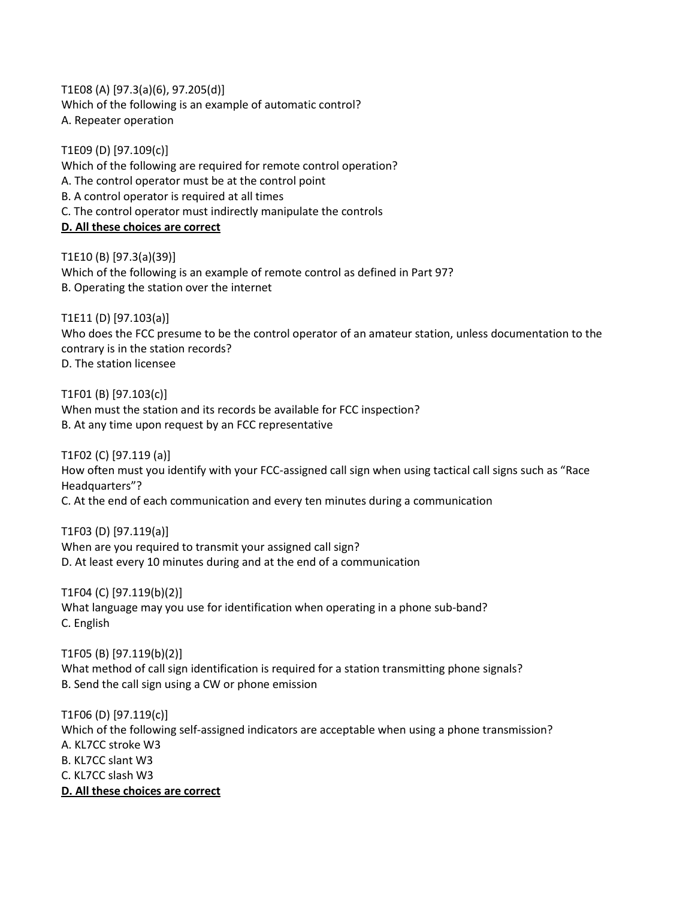T1E08 (A) [97.3(a)(6), 97.205(d)]
Which of the following is an example of automatic control?
A. Repeater operation

T1E09 (D) [97.109(c)]
Which of the following are required for remote control operation?
A. The control operator must be at the control point
B. A control operator is required at all times
C. The control operator must indirectly manipulate the controls
**D. All these choices are correct**

T1E10 (B) [97.3(a)(39)]
Which of the following is an example of remote control as defined in Part 97?
B. Operating the station over the internet

T1E11 (D) [97.103(a)]
Who does the FCC presume to be the control operator of an amateur station, unless documentation to the contrary is in the station records?
D. The station licensee

T1F01 (B) [97.103(c)]
When must the station and its records be available for FCC inspection?
B. At any time upon request by an FCC representative

T1F02 (C) [97.119 (a)]
How often must you identify with your FCC-assigned call sign when using tactical call signs such as "Race Headquarters"?
C. At the end of each communication and every ten minutes during a communication

T1F03 (D) [97.119(a)]
When are you required to transmit your assigned call sign?
D. At least every 10 minutes during and at the end of a communication

T1F04 (C) [97.119(b)(2)]
What language may you use for identification when operating in a phone sub-band?
C. English

T1F05 (B) [97.119(b)(2)]
What method of call sign identification is required for a station transmitting phone signals?
B. Send the call sign using a CW or phone emission

T1F06 (D) [97.119(c)]
Which of the following self-assigned indicators are acceptable when using a phone transmission?
A. KL7CC stroke W3
B. KL7CC slant W3
C. KL7CC slash W3
**D. All these choices are correct**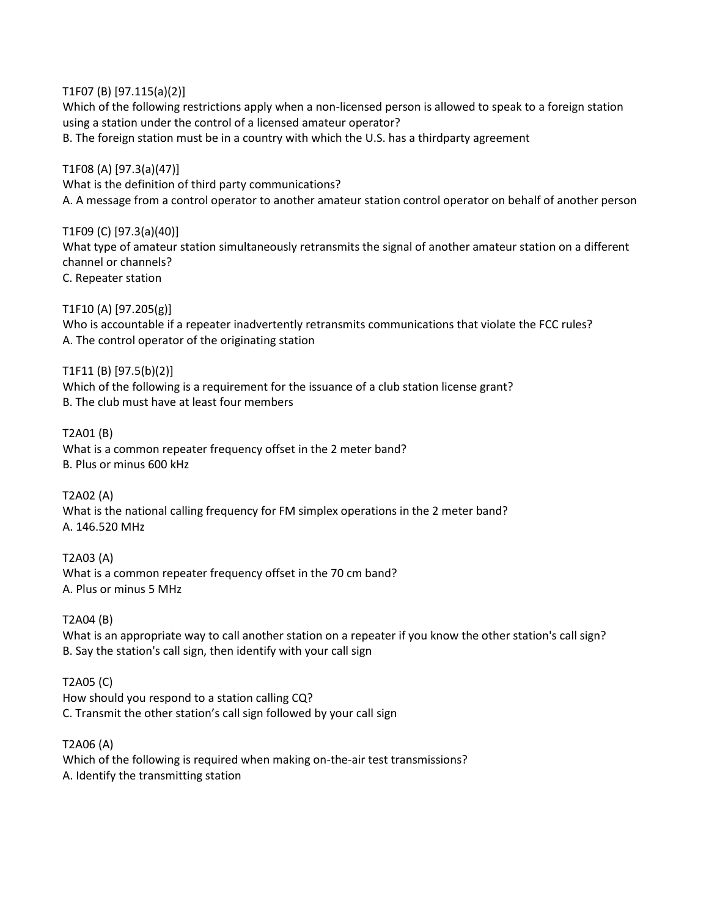T1F07 (B) [97.115(a)(2)]
Which of the following restrictions apply when a non-licensed person is allowed to speak to a foreign station using a station under the control of a licensed amateur operator?
B. The foreign station must be in a country with which the U.S. has a thirdparty agreement

T1F08 (A) [97.3(a)(47)]
What is the definition of third party communications?
A. A message from a control operator to another amateur station control operator on behalf of another person

T1F09 (C) [97.3(a)(40)]
What type of amateur station simultaneously retransmits the signal of another amateur station on a different channel or channels?
C. Repeater station

T1F10 (A) [97.205(g)]
Who is accountable if a repeater inadvertently retransmits communications that violate the FCC rules?
A. The control operator of the originating station

T1F11 (B) [97.5(b)(2)]
Which of the following is a requirement for the issuance of a club station license grant?
B. The club must have at least four members

T2A01 (B)
What is a common repeater frequency offset in the 2 meter band?
B. Plus or minus 600 kHz

T2A02 (A)
What is the national calling frequency for FM simplex operations in the 2 meter band?
A. 146.520 MHz

T2A03 (A)
What is a common repeater frequency offset in the 70 cm band?
A. Plus or minus 5 MHz

T2A04 (B)
What is an appropriate way to call another station on a repeater if you know the other station's call sign?
B. Say the station's call sign, then identify with your call sign

T2A05 (C)
How should you respond to a station calling CQ?
C. Transmit the other station's call sign followed by your call sign

T2A06 (A)
Which of the following is required when making on-the-air test transmissions?
A. Identify the transmitting station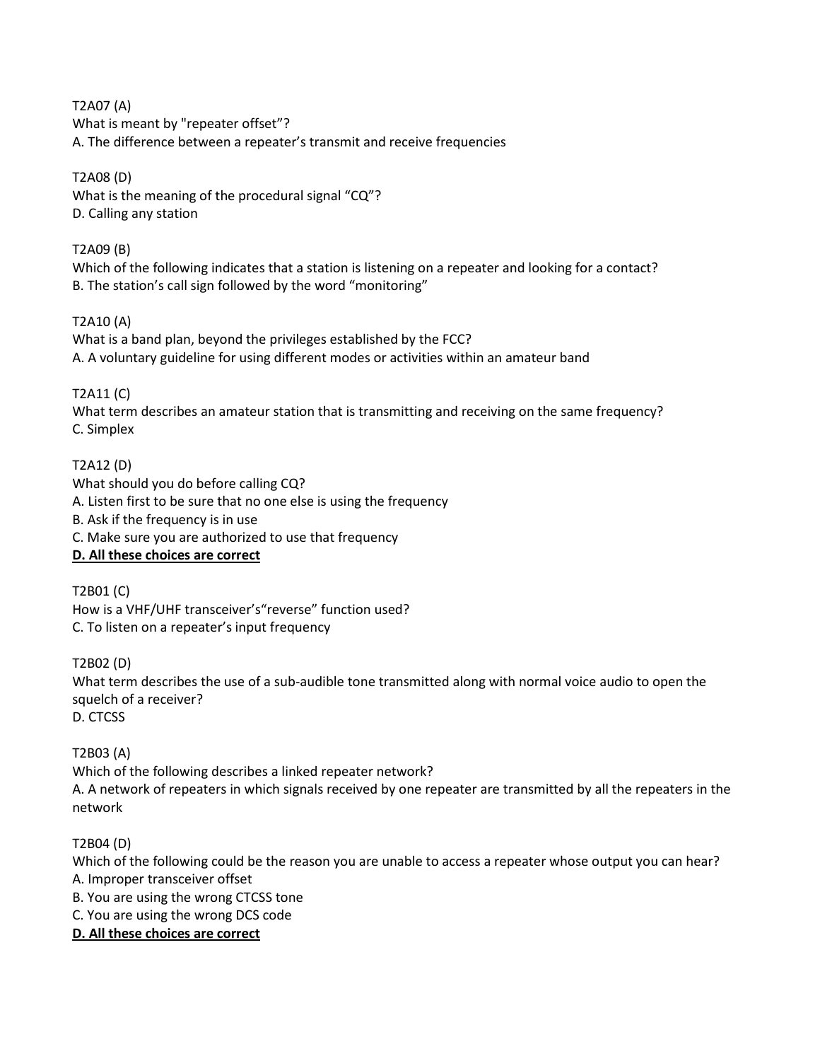T2A07 (A)
What is meant by "repeater offset"?
A. The difference between a repeater's transmit and receive frequencies

T2A08 (D)
What is the meaning of the procedural signal "CQ"?
D. Calling any station

T2A09 (B)
Which of the following indicates that a station is listening on a repeater and looking for a contact?
B. The station's call sign followed by the word "monitoring"

T2A10 (A)
What is a band plan, beyond the privileges established by the FCC?
A. A voluntary guideline for using different modes or activities within an amateur band

T2A11 (C)
What term describes an amateur station that is transmitting and receiving on the same frequency?
C. Simplex

T2A12 (D)
What should you do before calling CQ?
A. Listen first to be sure that no one else is using the frequency
B. Ask if the frequency is in use
C. Make sure you are authorized to use that frequency
**D. All these choices are correct**

T2B01 (C)
How is a VHF/UHF transceiver's"reverse" function used?
C. To listen on a repeater's input frequency

T2B02 (D)
What term describes the use of a sub-audible tone transmitted along with normal voice audio to open the squelch of a receiver?
D. CTCSS

T2B03 (A)
Which of the following describes a linked repeater network?
A. A network of repeaters in which signals received by one repeater are transmitted by all the repeaters in the network

T2B04 (D)
Which of the following could be the reason you are unable to access a repeater whose output you can hear?
A. Improper transceiver offset
B. You are using the wrong CTCSS tone
C. You are using the wrong DCS code
**D. All these choices are correct**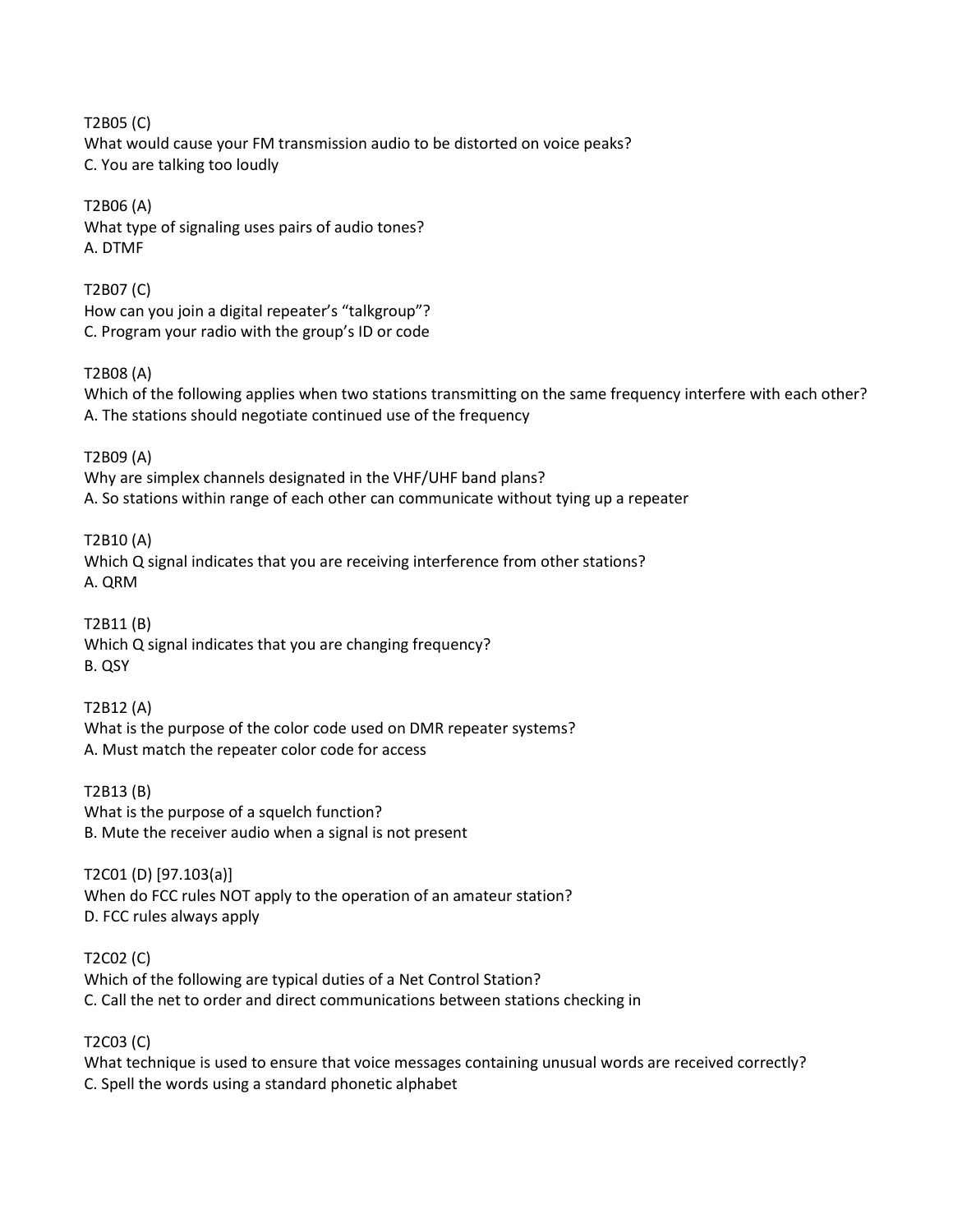T2B05 (C)
What would cause your FM transmission audio to be distorted on voice peaks?
C. You are talking too loudly

T2B06 (A)
What type of signaling uses pairs of audio tones?
A. DTMF

T2B07 (C)
How can you join a digital repeater's "talkgroup"?
C. Program your radio with the group's ID or code

T2B08 (A)
Which of the following applies when two stations transmitting on the same frequency interfere with each other?
A. The stations should negotiate continued use of the frequency

T2B09 (A)
Why are simplex channels designated in the VHF/UHF band plans?
A. So stations within range of each other can communicate without tying up a repeater

T2B10 (A)
Which Q signal indicates that you are receiving interference from other stations?
A. QRM

T2B11 (B)
Which Q signal indicates that you are changing frequency?
B. QSY

T2B12 (A)
What is the purpose of the color code used on DMR repeater systems?
A. Must match the repeater color code for access

T2B13 (B)
What is the purpose of a squelch function?
B. Mute the receiver audio when a signal is not present

T2C01 (D) [97.103(a)]
When do FCC rules NOT apply to the operation of an amateur station?
D. FCC rules always apply

T2C02 (C)
Which of the following are typical duties of a Net Control Station?
C. Call the net to order and direct communications between stations checking in

T2C03 (C)
What technique is used to ensure that voice messages containing unusual words are received correctly?
C. Spell the words using a standard phonetic alphabet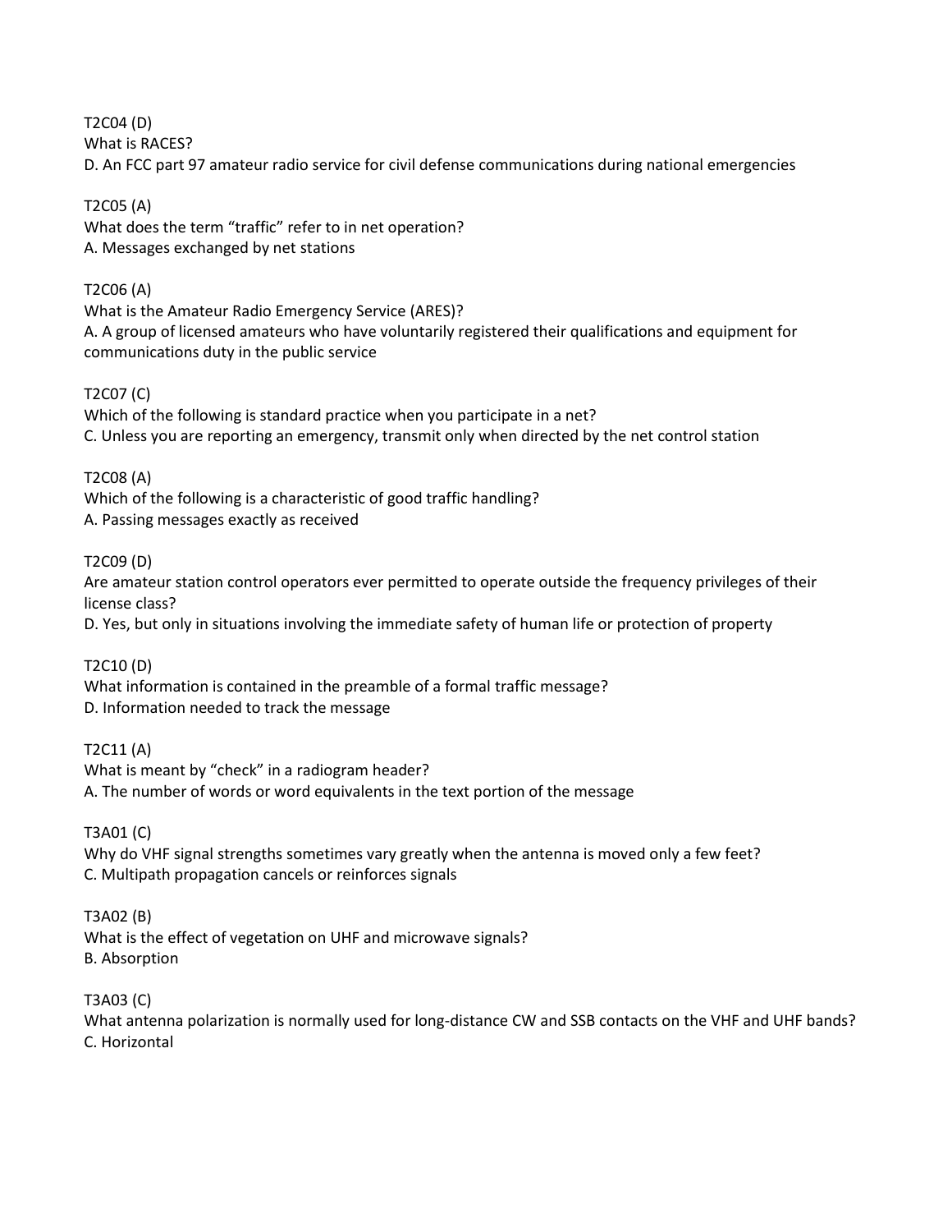T2C04 (D)
What is RACES?
D. An FCC part 97 amateur radio service for civil defense communications during national emergencies

T2C05 (A)
What does the term "traffic" refer to in net operation?
A. Messages exchanged by net stations

T2C06 (A)
What is the Amateur Radio Emergency Service (ARES)?
A. A group of licensed amateurs who have voluntarily registered their qualifications and equipment for communications duty in the public service

T2C07 (C)
Which of the following is standard practice when you participate in a net?
C. Unless you are reporting an emergency, transmit only when directed by the net control station

T2C08 (A)
Which of the following is a characteristic of good traffic handling?
A. Passing messages exactly as received

T2C09 (D)
Are amateur station control operators ever permitted to operate outside the frequency privileges of their license class?
D. Yes, but only in situations involving the immediate safety of human life or protection of property

T2C10 (D)
What information is contained in the preamble of a formal traffic message?
D. Information needed to track the message

T2C11 (A)
What is meant by "check" in a radiogram header?
A. The number of words or word equivalents in the text portion of the message

T3A01 (C)
Why do VHF signal strengths sometimes vary greatly when the antenna is moved only a few feet?
C. Multipath propagation cancels or reinforces signals

T3A02 (B)
What is the effect of vegetation on UHF and microwave signals?
B. Absorption

T3A03 (C)
What antenna polarization is normally used for long-distance CW and SSB contacts on the VHF and UHF bands?
C. Horizontal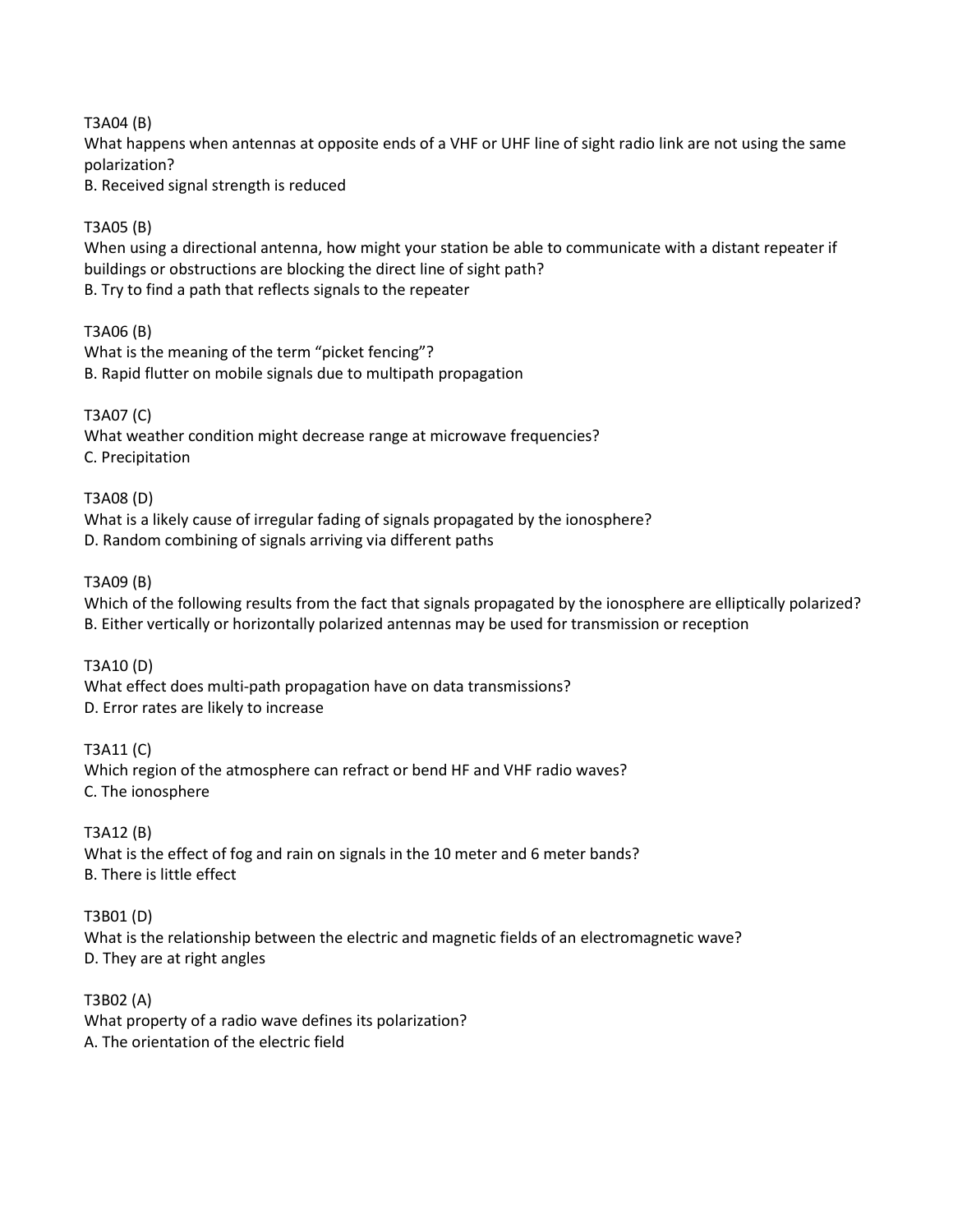T3A04 (B)
What happens when antennas at opposite ends of a VHF or UHF line of sight radio link are not using the same polarization?
B. Received signal strength is reduced

T3A05 (B)
When using a directional antenna, how might your station be able to communicate with a distant repeater if buildings or obstructions are blocking the direct line of sight path?
B. Try to find a path that reflects signals to the repeater

T3A06 (B)
What is the meaning of the term "picket fencing"?
B. Rapid flutter on mobile signals due to multipath propagation

T3A07 (C)
What weather condition might decrease range at microwave frequencies?
C. Precipitation

T3A08 (D)
What is a likely cause of irregular fading of signals propagated by the ionosphere?
D. Random combining of signals arriving via different paths

T3A09 (B)
Which of the following results from the fact that signals propagated by the ionosphere are elliptically polarized?
B. Either vertically or horizontally polarized antennas may be used for transmission or reception

T3A10 (D)
What effect does multi-path propagation have on data transmissions?
D. Error rates are likely to increase

T3A11 (C)
Which region of the atmosphere can refract or bend HF and VHF radio waves?
C. The ionosphere

T3A12 (B)
What is the effect of fog and rain on signals in the 10 meter and 6 meter bands?
B. There is little effect

T3B01 (D)
What is the relationship between the electric and magnetic fields of an electromagnetic wave?
D. They are at right angles

T3B02 (A)
What property of a radio wave defines its polarization?
A. The orientation of the electric field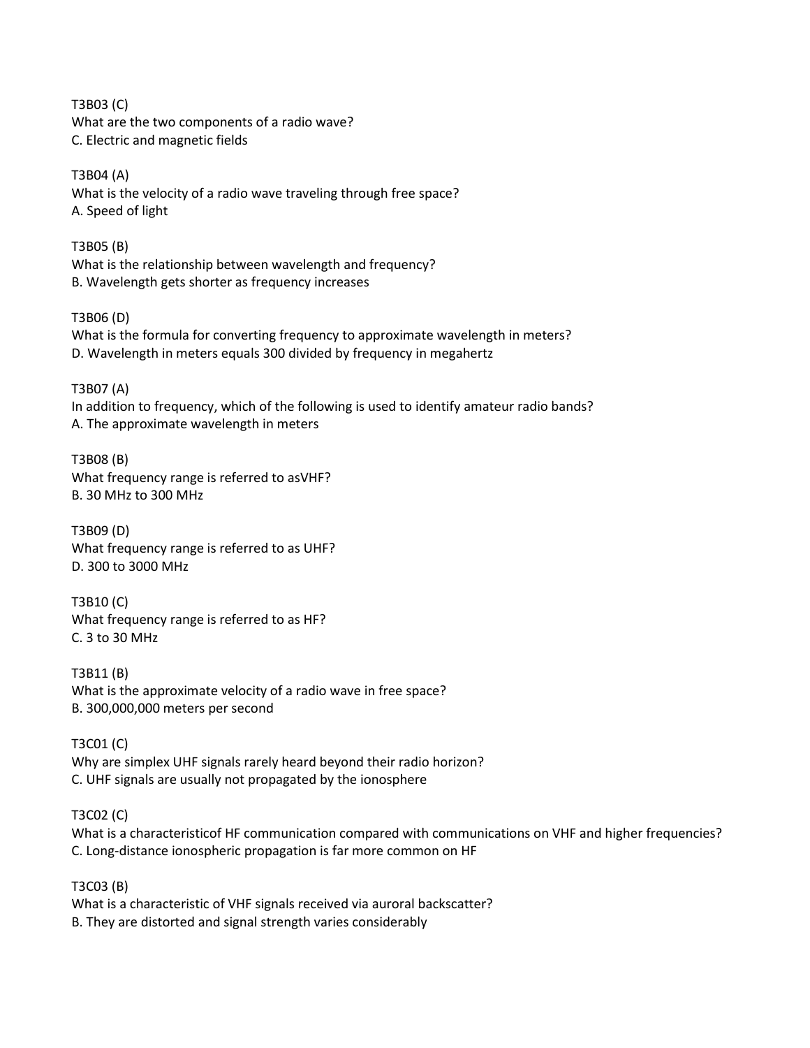T3B03 (C)
What are the two components of a radio wave?
C. Electric and magnetic fields

T3B04 (A)
What is the velocity of a radio wave traveling through free space?
A. Speed of light

T3B05 (B)
What is the relationship between wavelength and frequency?
B. Wavelength gets shorter as frequency increases

T3B06 (D)
What is the formula for converting frequency to approximate wavelength in meters?
D. Wavelength in meters equals 300 divided by frequency in megahertz

T3B07 (A)
In addition to frequency, which of the following is used to identify amateur radio bands?
A. The approximate wavelength in meters

T3B08 (B)
What frequency range is referred to asVHF?
B. 30 MHz to 300 MHz

T3B09 (D)
What frequency range is referred to as UHF?
D. 300 to 3000 MHz

T3B10 (C)
What frequency range is referred to as HF?
C. 3 to 30 MHz

T3B11 (B)
What is the approximate velocity of a radio wave in free space?
B. 300,000,000 meters per second

T3C01 (C)
Why are simplex UHF signals rarely heard beyond their radio horizon?
C. UHF signals are usually not propagated by the ionosphere

T3C02 (C)
What is a characteristicof HF communication compared with communications on VHF and higher frequencies?
C. Long-distance ionospheric propagation is far more common on HF

T3C03 (B)
What is a characteristic of VHF signals received via auroral backscatter?
B. They are distorted and signal strength varies considerably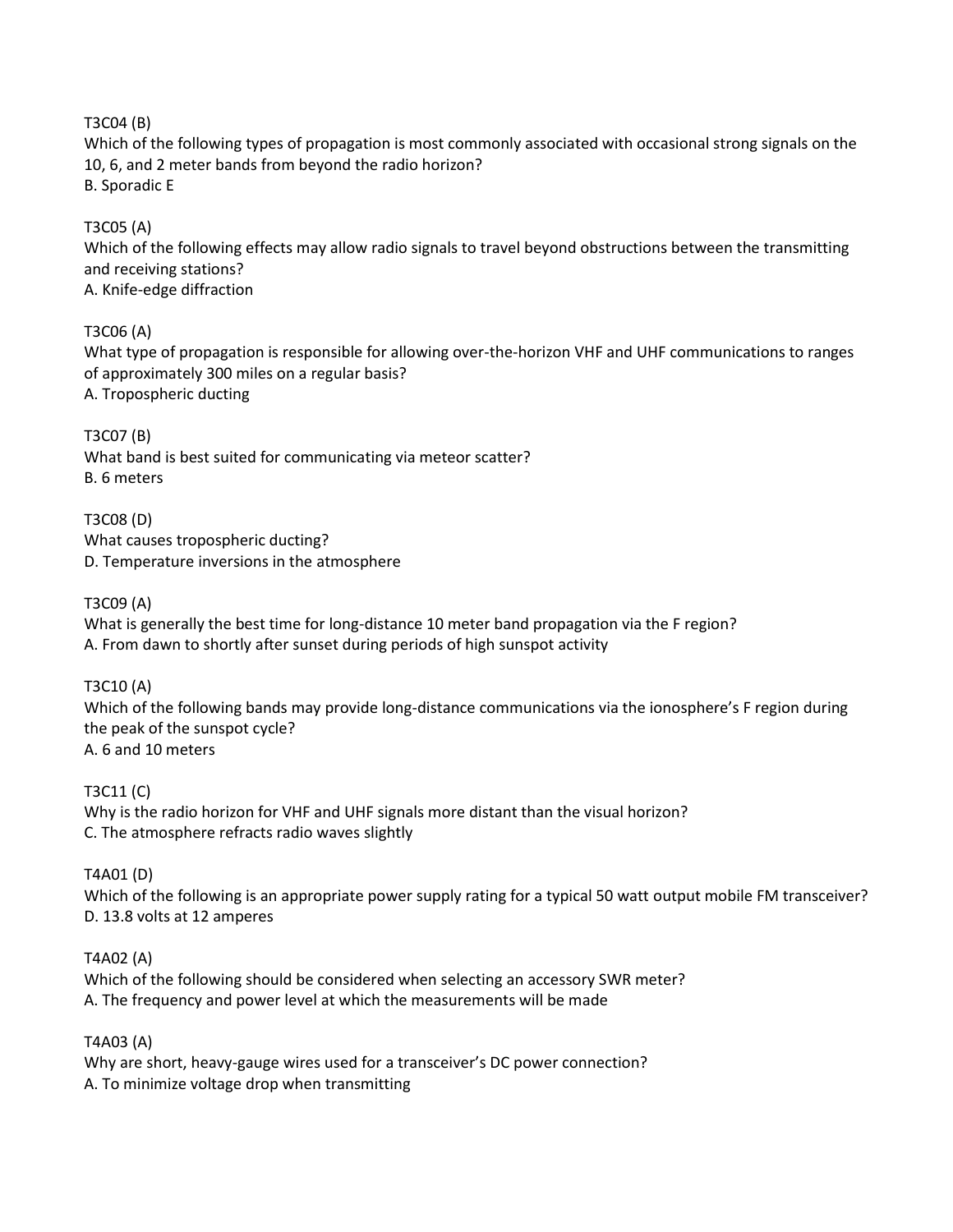T3C04 (B)
Which of the following types of propagation is most commonly associated with occasional strong signals on the 10, 6, and 2 meter bands from beyond the radio horizon?
B. Sporadic E

T3C05 (A)
Which of the following effects may allow radio signals to travel beyond obstructions between the transmitting and receiving stations?
A. Knife-edge diffraction

T3C06 (A)
What type of propagation is responsible for allowing over-the-horizon VHF and UHF communications to ranges of approximately 300 miles on a regular basis?
A. Tropospheric ducting

T3C07 (B)
What band is best suited for communicating via meteor scatter?
B. 6 meters

T3C08 (D)
What causes tropospheric ducting?
D. Temperature inversions in the atmosphere

T3C09 (A)
What is generally the best time for long-distance 10 meter band propagation via the F region?
A. From dawn to shortly after sunset during periods of high sunspot activity

T3C10 (A)
Which of the following bands may provide long-distance communications via the ionosphere's F region during the peak of the sunspot cycle?
A. 6 and 10 meters

T3C11 (C)
Why is the radio horizon for VHF and UHF signals more distant than the visual horizon?
C. The atmosphere refracts radio waves slightly

T4A01 (D)
Which of the following is an appropriate power supply rating for a typical 50 watt output mobile FM transceiver?
D. 13.8 volts at 12 amperes

T4A02 (A)
Which of the following should be considered when selecting an accessory SWR meter?
A. The frequency and power level at which the measurements will be made

T4A03 (A)
Why are short, heavy-gauge wires used for a transceiver's DC power connection?
A. To minimize voltage drop when transmitting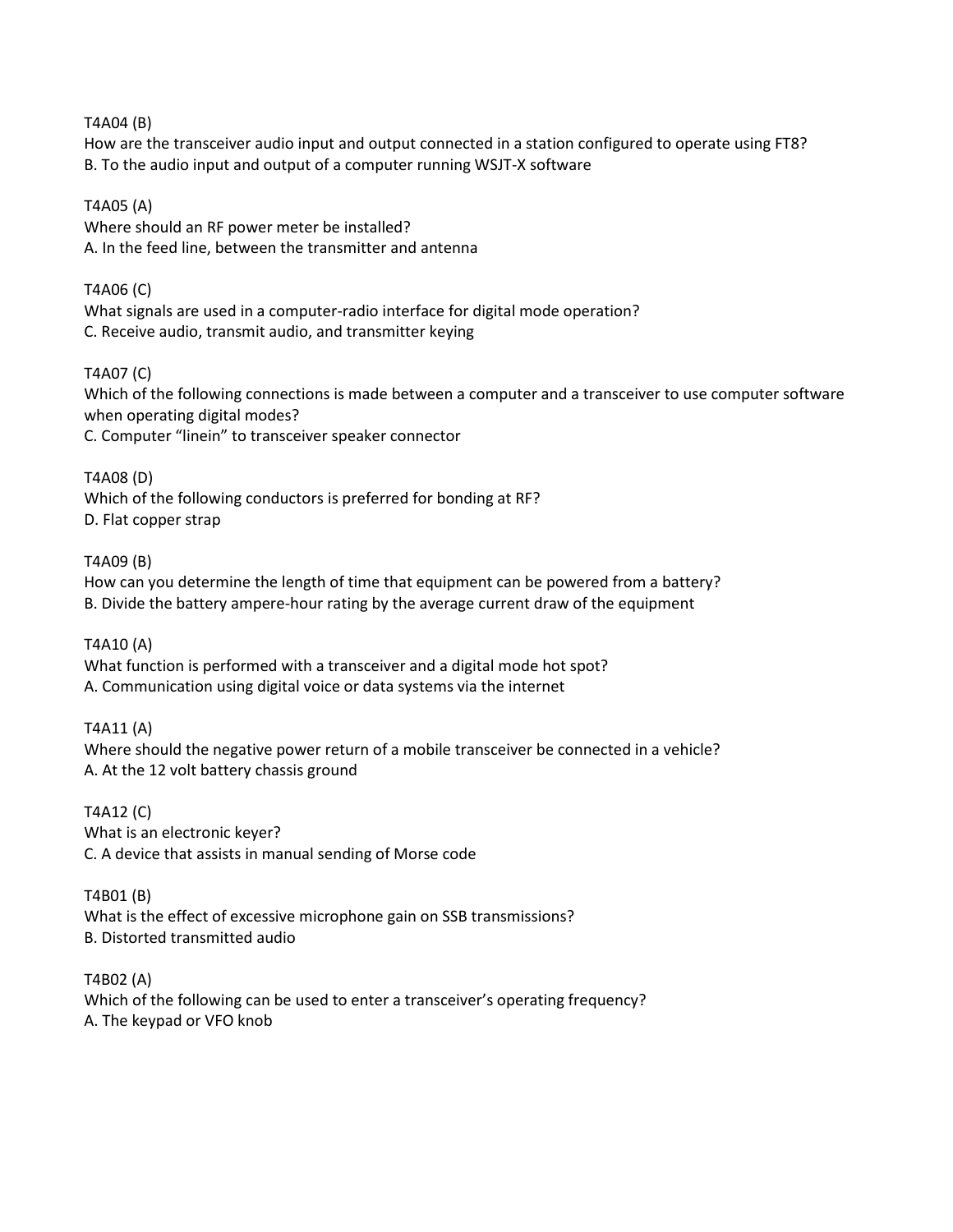T4A04 (B)
How are the transceiver audio input and output connected in a station configured to operate using FT8?
B. To the audio input and output of a computer running WSJT-X software

T4A05 (A)
Where should an RF power meter be installed?
A. In the feed line, between the transmitter and antenna

T4A06 (C)
What signals are used in a computer-radio interface for digital mode operation?
C. Receive audio, transmit audio, and transmitter keying

T4A07 (C)
Which of the following connections is made between a computer and a transceiver to use computer software when operating digital modes?
C. Computer "linein" to transceiver speaker connector

T4A08 (D)
Which of the following conductors is preferred for bonding at RF?
D. Flat copper strap

T4A09 (B)
How can you determine the length of time that equipment can be powered from a battery?
B. Divide the battery ampere-hour rating by the average current draw of the equipment

T4A10 (A)
What function is performed with a transceiver and a digital mode hot spot?
A. Communication using digital voice or data systems via the internet

T4A11 (A)
Where should the negative power return of a mobile transceiver be connected in a vehicle?
A. At the 12 volt battery chassis ground

T4A12 (C)
What is an electronic keyer?
C. A device that assists in manual sending of Morse code

T4B01 (B)
What is the effect of excessive microphone gain on SSB transmissions?
B. Distorted transmitted audio

T4B02 (A)
Which of the following can be used to enter a transceiver's operating frequency?
A. The keypad or VFO knob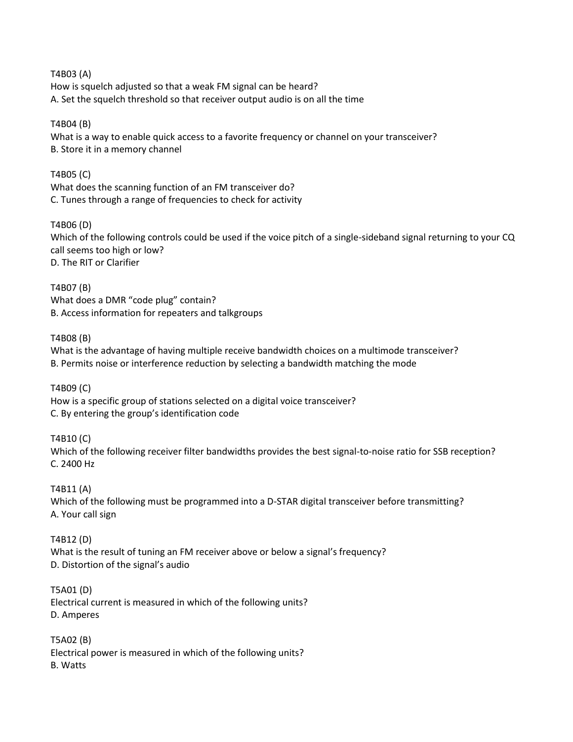T4B03 (A)
How is squelch adjusted so that a weak FM signal can be heard?
A. Set the squelch threshold so that receiver output audio is on all the time

T4B04 (B)
What is a way to enable quick access to a favorite frequency or channel on your transceiver?
B. Store it in a memory channel

T4B05 (C)
What does the scanning function of an FM transceiver do?
C. Tunes through a range of frequencies to check for activity

T4B06 (D)
Which of the following controls could be used if the voice pitch of a single-sideband signal returning to your CQ call seems too high or low?
D. The RIT or Clarifier

T4B07 (B)
What does a DMR "code plug" contain?
B. Access information for repeaters and talkgroups

T4B08 (B)
What is the advantage of having multiple receive bandwidth choices on a multimode transceiver?
B. Permits noise or interference reduction by selecting a bandwidth matching the mode

T4B09 (C)
How is a specific group of stations selected on a digital voice transceiver?
C. By entering the group's identification code

T4B10 (C)
Which of the following receiver filter bandwidths provides the best signal-to-noise ratio for SSB reception?
C. 2400 Hz

T4B11 (A)
Which of the following must be programmed into a D-STAR digital transceiver before transmitting?
A. Your call sign

T4B12 (D)
What is the result of tuning an FM receiver above or below a signal's frequency?
D. Distortion of the signal's audio

T5A01 (D)
Electrical current is measured in which of the following units?
D. Amperes

T5A02 (B)
Electrical power is measured in which of the following units?
B. Watts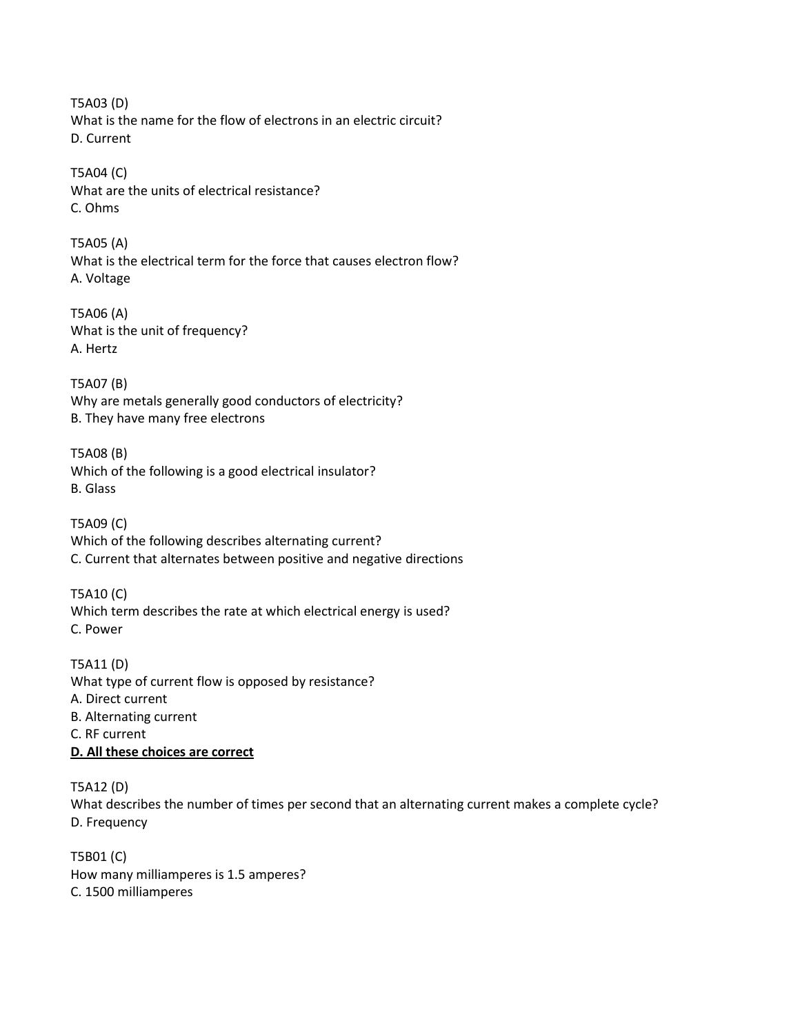T5A03 (D)
What is the name for the flow of electrons in an electric circuit?
D. Current

T5A04 (C)
What are the units of electrical resistance?
C. Ohms

T5A05 (A)
What is the electrical term for the force that causes electron flow?
A. Voltage

T5A06 (A)
What is the unit of frequency?
A. Hertz

T5A07 (B)
Why are metals generally good conductors of electricity?
B. They have many free electrons

T5A08 (B)
Which of the following is a good electrical insulator?
B. Glass

T5A09 (C)
Which of the following describes alternating current?
C. Current that alternates between positive and negative directions

T5A10 (C)
Which term describes the rate at which electrical energy is used?
C. Power

T5A11 (D)
What type of current flow is opposed by resistance?
A. Direct current
B. Alternating current
C. RF current
**D. All these choices are correct**

T5A12 (D)
What describes the number of times per second that an alternating current makes a complete cycle?
D. Frequency

T5B01 (C)
How many milliamperes is 1.5 amperes?
C. 1500 milliamperes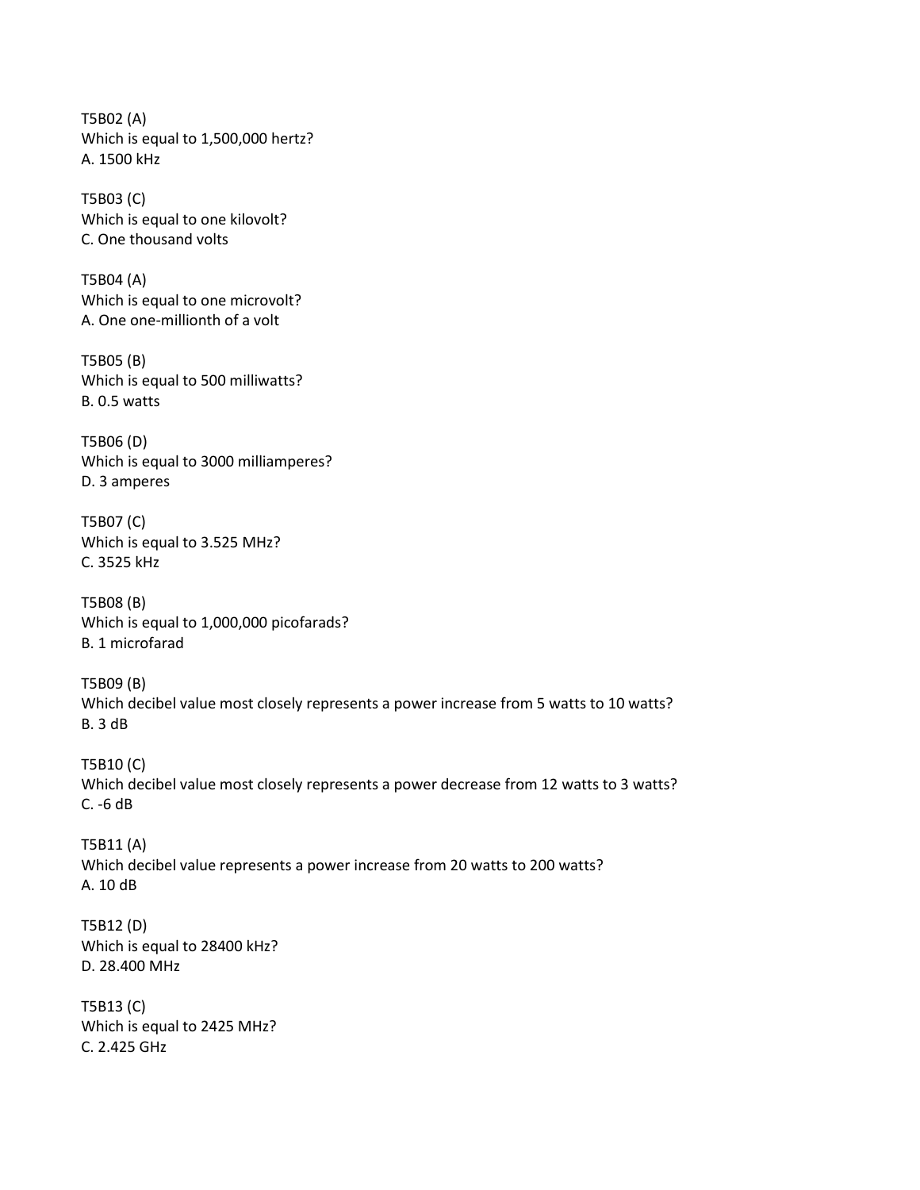T5B02 (A)
Which is equal to 1,500,000 hertz?
A. 1500 kHz

T5B03 (C)
Which is equal to one kilovolt?
C. One thousand volts

T5B04 (A)
Which is equal to one microvolt?
A. One one-millionth of a volt

T5B05 (B)
Which is equal to 500 milliwatts?
B. 0.5 watts

T5B06 (D)
Which is equal to 3000 milliamperes?
D. 3 amperes

T5B07 (C)
Which is equal to 3.525 MHz?
C. 3525 kHz

T5B08 (B)
Which is equal to 1,000,000 picofarads?
B. 1 microfarad

T5B09 (B)
Which decibel value most closely represents a power increase from 5 watts to 10 watts?
B. 3 dB

T5B10 (C)
Which decibel value most closely represents a power decrease from 12 watts to 3 watts?
C. -6 dB

T5B11 (A)
Which decibel value represents a power increase from 20 watts to 200 watts?
A. 10 dB

T5B12 (D)
Which is equal to 28400 kHz?
D. 28.400 MHz

T5B13 (C)
Which is equal to 2425 MHz?
C. 2.425 GHz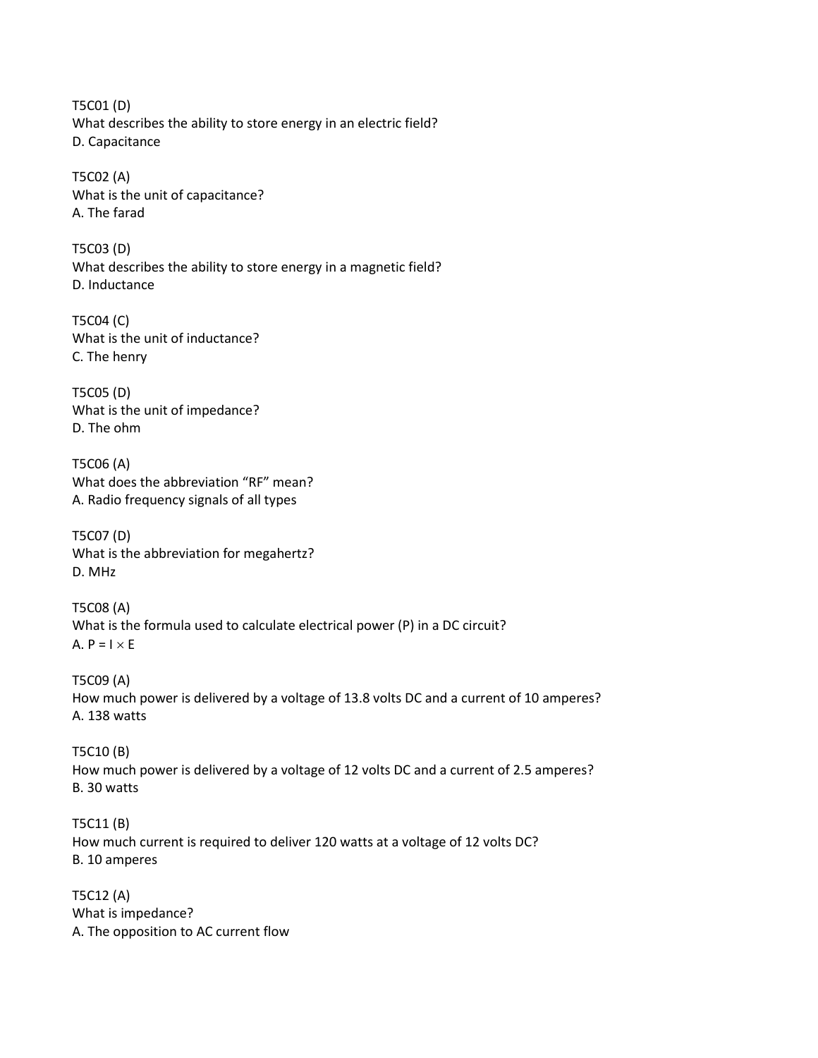T5C01 (D)
What describes the ability to store energy in an electric field?
D. Capacitance

T5C02 (A)
What is the unit of capacitance?
A. The farad

T5C03 (D)
What describes the ability to store energy in a magnetic field?
D. Inductance

T5C04 (C)
What is the unit of inductance?
C. The henry

T5C05 (D)
What is the unit of impedance?
D. The ohm

T5C06 (A)
What does the abbreviation "RF" mean?
A. Radio frequency signals of all types

T5C07 (D)
What is the abbreviation for megahertz?
D. MHz

T5C08 (A)
What is the formula used to calculate electrical power (P) in a DC circuit?
A. $P = I \times E$

T5C09 (A)
How much power is delivered by a voltage of 13.8 volts DC and a current of 10 amperes?
A. 138 watts

T5C10 (B)
How much power is delivered by a voltage of 12 volts DC and a current of 2.5 amperes?
B. 30 watts

T5C11 (B)
How much current is required to deliver 120 watts at a voltage of 12 volts DC?
B. 10 amperes

T5C12 (A)
What is impedance?
A. The opposition to AC current flow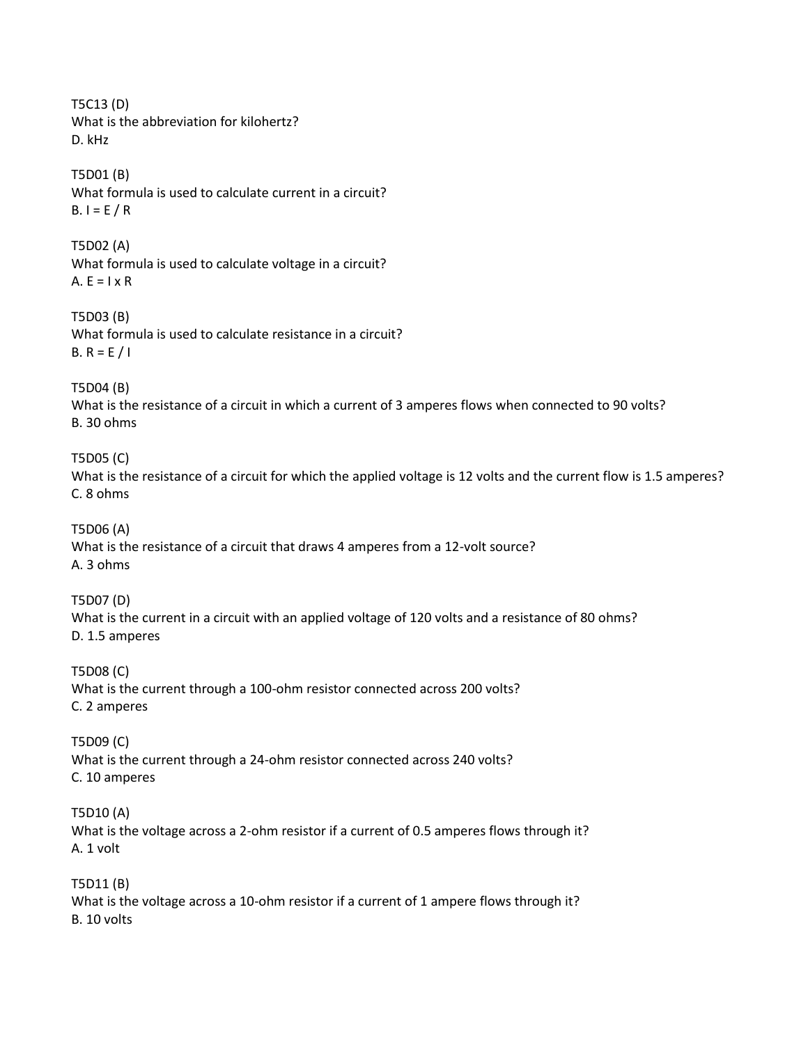T5C13 (D)
What is the abbreviation for kilohertz?
D. kHz

T5D01 (B)
What formula is used to calculate current in a circuit?
B. $I = E / R$

T5D02 (A)
What formula is used to calculate voltage in a circuit?
A. $E = I \times R$

T5D03 (B)
What formula is used to calculate resistance in a circuit?
B. $R = E / I$

T5D04 (B)
What is the resistance of a circuit in which a current of 3 amperes flows when connected to 90 volts?
B. 30 ohms

T5D05 (C)
What is the resistance of a circuit for which the applied voltage is 12 volts and the current flow is 1.5 amperes?
C. 8 ohms

T5D06 (A)
What is the resistance of a circuit that draws 4 amperes from a 12-volt source?
A. 3 ohms

T5D07 (D)
What is the current in a circuit with an applied voltage of 120 volts and a resistance of 80 ohms?
D. 1.5 amperes

T5D08 (C)
What is the current through a 100-ohm resistor connected across 200 volts?
C. 2 amperes

T5D09 (C)
What is the current through a 24-ohm resistor connected across 240 volts?
C. 10 amperes

T5D10 (A)
What is the voltage across a 2-ohm resistor if a current of 0.5 amperes flows through it?
A. 1 volt

T5D11 (B)
What is the voltage across a 10-ohm resistor if a current of 1 ampere flows through it?
B. 10 volts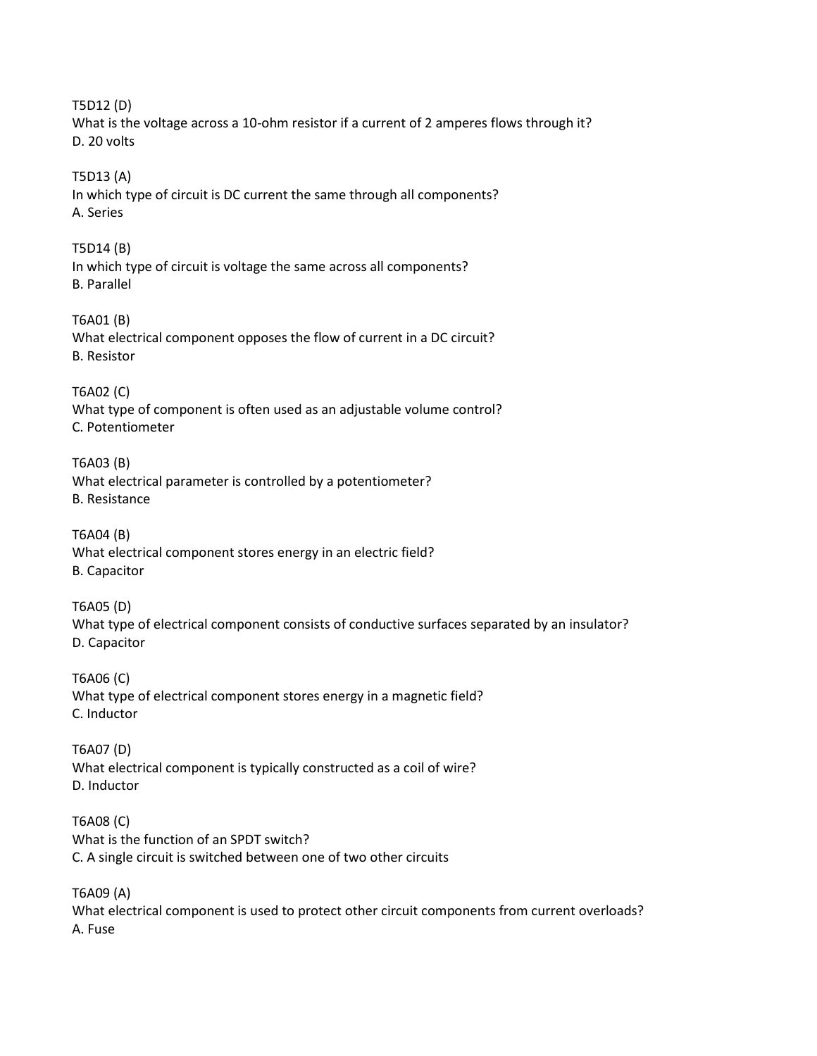T5D12 (D)
What is the voltage across a 10-ohm resistor if a current of 2 amperes flows through it?
D. 20 volts

T5D13 (A)
In which type of circuit is DC current the same through all components?
A. Series

T5D14 (B)
In which type of circuit is voltage the same across all components?
B. Parallel

T6A01 (B)
What electrical component opposes the flow of current in a DC circuit?
B. Resistor

T6A02 (C)
What type of component is often used as an adjustable volume control?
C. Potentiometer

T6A03 (B)
What electrical parameter is controlled by a potentiometer?
B. Resistance

T6A04 (B)
What electrical component stores energy in an electric field?
B. Capacitor

T6A05 (D)
What type of electrical component consists of conductive surfaces separated by an insulator?
D. Capacitor

T6A06 (C)
What type of electrical component stores energy in a magnetic field?
C. Inductor

T6A07 (D)
What electrical component is typically constructed as a coil of wire?
D. Inductor

T6A08 (C)
What is the function of an SPDT switch?
C. A single circuit is switched between one of two other circuits

T6A09 (A)
What electrical component is used to protect other circuit components from current overloads?
A. Fuse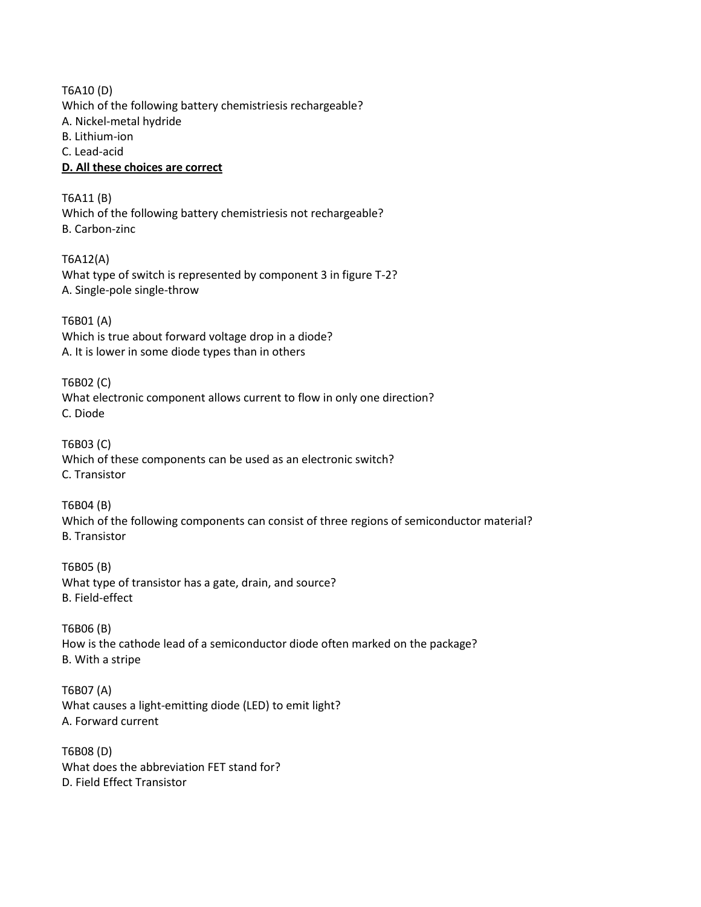T6A10 (D)
Which of the following battery chemistriesis rechargeable?
A. Nickel-metal hydride
B. Lithium-ion
C. Lead-acid
**D. All these choices are correct**

T6A11 (B)
Which of the following battery chemistriesis not rechargeable?
B. Carbon-zinc

T6A12(A)
What type of switch is represented by component 3 in figure T-2?
A. Single-pole single-throw

T6B01 (A)
Which is true about forward voltage drop in a diode?
A. It is lower in some diode types than in others

T6B02 (C)
What electronic component allows current to flow in only one direction?
C. Diode

T6B03 (C)
Which of these components can be used as an electronic switch?
C. Transistor

T6B04 (B)
Which of the following components can consist of three regions of semiconductor material?
B. Transistor

T6B05 (B)
What type of transistor has a gate, drain, and source?
B. Field-effect

T6B06 (B)
How is the cathode lead of a semiconductor diode often marked on the package?
B. With a stripe

T6B07 (A)
What causes a light-emitting diode (LED) to emit light?
A. Forward current

T6B08 (D)
What does the abbreviation FET stand for?
D. Field Effect Transistor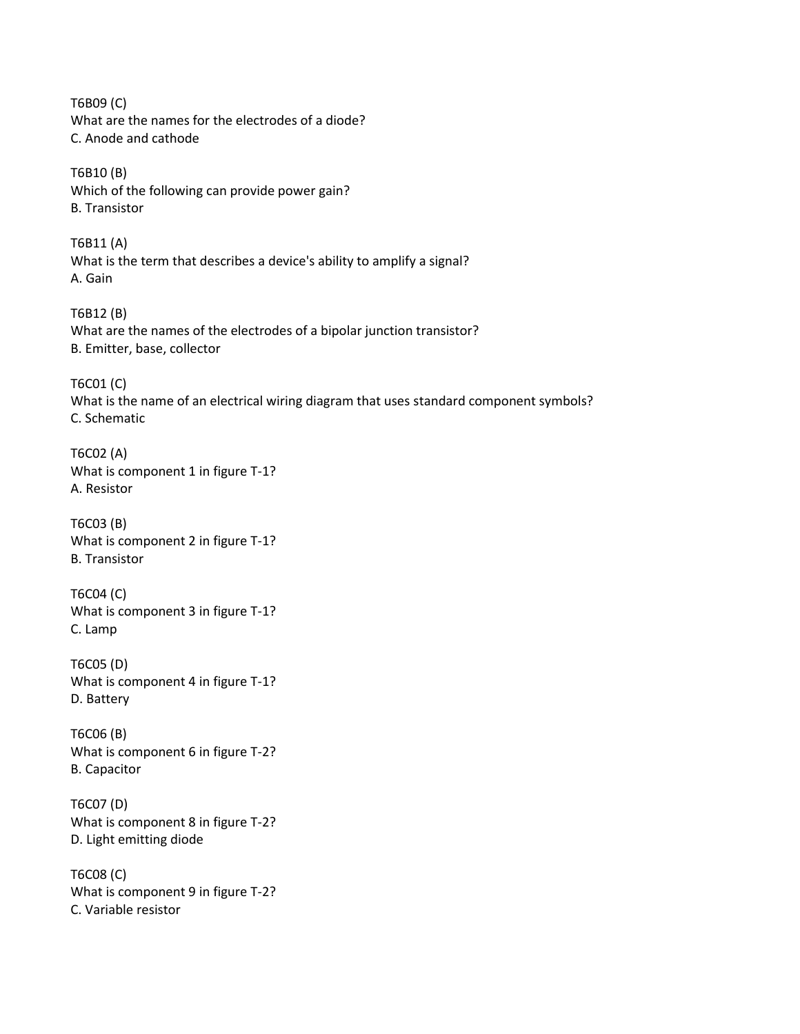T6B09 (C)
What are the names for the electrodes of a diode?
C. Anode and cathode

T6B10 (B)
Which of the following can provide power gain?
B. Transistor

T6B11 (A)
What is the term that describes a device's ability to amplify a signal?
A. Gain

T6B12 (B)
What are the names of the electrodes of a bipolar junction transistor?
B. Emitter, base, collector

T6C01 (C)
What is the name of an electrical wiring diagram that uses standard component symbols?
C. Schematic

T6C02 (A)
What is component 1 in figure T-1?
A. Resistor

T6C03 (B)
What is component 2 in figure T-1?
B. Transistor

T6C04 (C)
What is component 3 in figure T-1?
C. Lamp

T6C05 (D)
What is component 4 in figure T-1?
D. Battery

T6C06 (B)
What is component 6 in figure T-2?
B. Capacitor

T6C07 (D)
What is component 8 in figure T-2?
D. Light emitting diode

T6C08 (C)
What is component 9 in figure T-2?
C. Variable resistor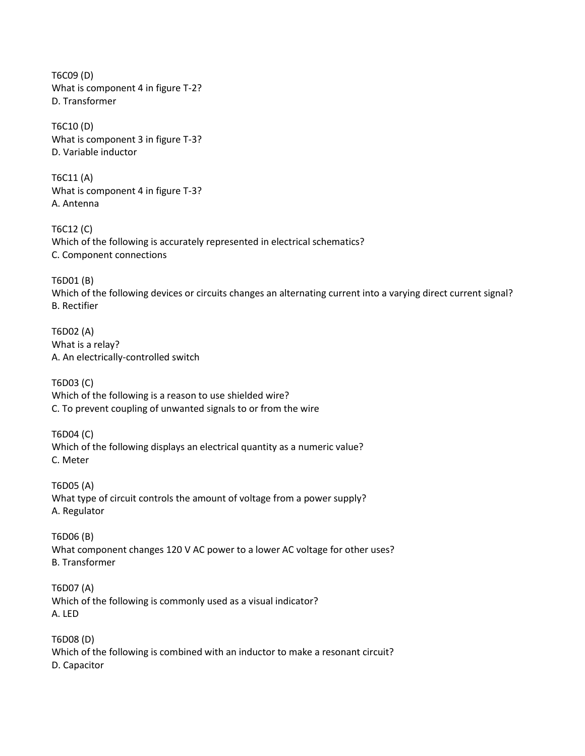T6C09 (D)
What is component 4 in figure T-2?
D. Transformer

T6C10 (D)
What is component 3 in figure T-3?
D. Variable inductor

T6C11 (A)
What is component 4 in figure T-3?
A. Antenna

T6C12 (C)
Which of the following is accurately represented in electrical schematics?
C. Component connections

T6D01 (B)
Which of the following devices or circuits changes an alternating current into a varying direct current signal?
B. Rectifier

T6D02 (A)
What is a relay?
A. An electrically-controlled switch

T6D03 (C)
Which of the following is a reason to use shielded wire?
C. To prevent coupling of unwanted signals to or from the wire

T6D04 (C)
Which of the following displays an electrical quantity as a numeric value?
C. Meter

T6D05 (A)
What type of circuit controls the amount of voltage from a power supply?
A. Regulator

T6D06 (B)
What component changes 120 V AC power to a lower AC voltage for other uses?
B. Transformer

T6D07 (A)
Which of the following is commonly used as a visual indicator?
A. LED

T6D08 (D)
Which of the following is combined with an inductor to make a resonant circuit?
D. Capacitor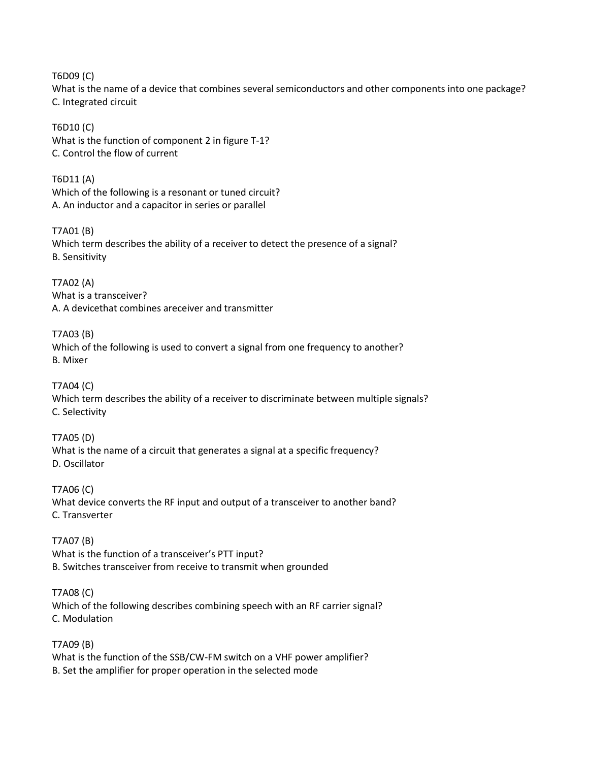T6D09 (C)
What is the name of a device that combines several semiconductors and other components into one package?
C. Integrated circuit

T6D10 (C)
What is the function of component 2 in figure T-1?
C. Control the flow of current

T6D11 (A)
Which of the following is a resonant or tuned circuit?
A. An inductor and a capacitor in series or parallel

T7A01 (B)
Which term describes the ability of a receiver to detect the presence of a signal?
B. Sensitivity

T7A02 (A)
What is a transceiver?
A. A devicethat combines areceiver and transmitter

T7A03 (B)
Which of the following is used to convert a signal from one frequency to another?
B. Mixer

T7A04 (C)
Which term describes the ability of a receiver to discriminate between multiple signals?
C. Selectivity

T7A05 (D)
What is the name of a circuit that generates a signal at a specific frequency?
D. Oscillator

T7A06 (C)
What device converts the RF input and output of a transceiver to another band?
C. Transverter

T7A07 (B)
What is the function of a transceiver's PTT input?
B. Switches transceiver from receive to transmit when grounded

T7A08 (C)
Which of the following describes combining speech with an RF carrier signal?
C. Modulation

T7A09 (B)
What is the function of the SSB/CW-FM switch on a VHF power amplifier?
B. Set the amplifier for proper operation in the selected mode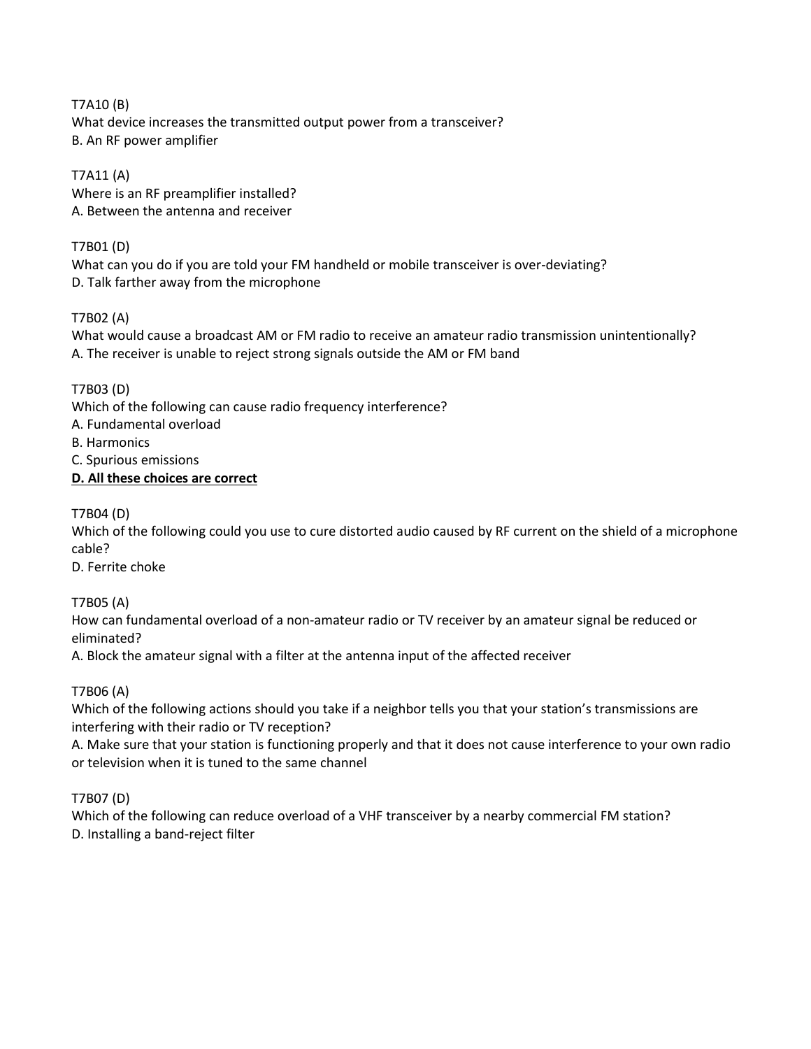T7A10 (B)
What device increases the transmitted output power from a transceiver?
B. An RF power amplifier

T7A11 (A)
Where is an RF preamplifier installed?
A. Between the antenna and receiver

T7B01 (D)
What can you do if you are told your FM handheld or mobile transceiver is over-deviating?
D. Talk farther away from the microphone

T7B02 (A)
What would cause a broadcast AM or FM radio to receive an amateur radio transmission unintentionally?
A. The receiver is unable to reject strong signals outside the AM or FM band

T7B03 (D)
Which of the following can cause radio frequency interference?
A. Fundamental overload
B. Harmonics
C. Spurious emissions
<u>**D. All these choices are correct**</u>

T7B04 (D)
Which of the following could you use to cure distorted audio caused by RF current on the shield of a microphone cable?
D. Ferrite choke

T7B05 (A)
How can fundamental overload of a non-amateur radio or TV receiver by an amateur signal be reduced or eliminated?
A. Block the amateur signal with a filter at the antenna input of the affected receiver

T7B06 (A)
Which of the following actions should you take if a neighbor tells you that your station's transmissions are interfering with their radio or TV reception?
A. Make sure that your station is functioning properly and that it does not cause interference to your own radio or television when it is tuned to the same channel

T7B07 (D)
Which of the following can reduce overload of a VHF transceiver by a nearby commercial FM station?
D. Installing a band-reject filter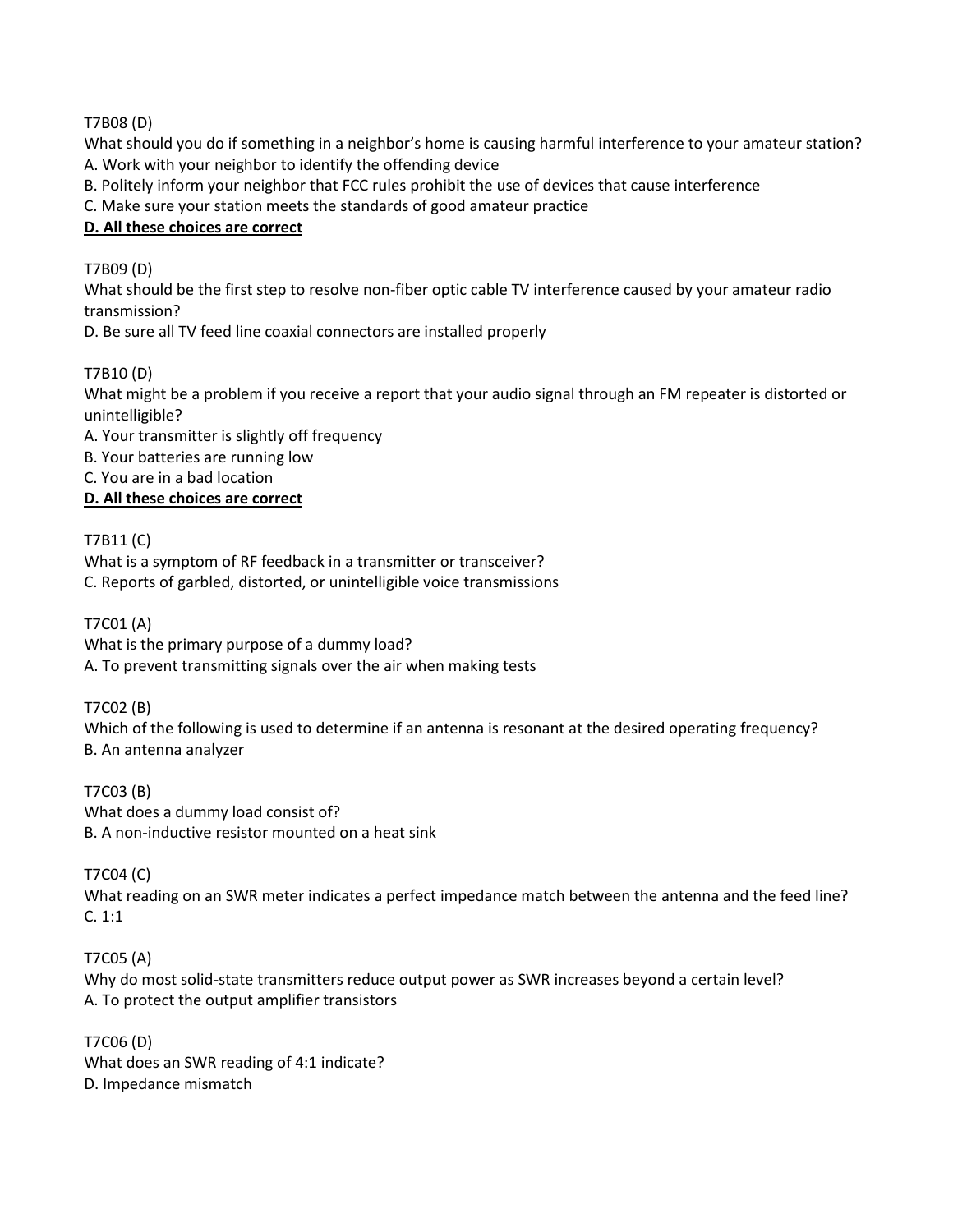T7B08 (D)
What should you do if something in a neighbor's home is causing harmful interference to your amateur station?
A. Work with your neighbor to identify the offending device
B. Politely inform your neighbor that FCC rules prohibit the use of devices that cause interference
C. Make sure your station meets the standards of good amateur practice
**D. All these choices are correct**

T7B09 (D)
What should be the first step to resolve non-fiber optic cable TV interference caused by your amateur radio transmission?
D. Be sure all TV feed line coaxial connectors are installed properly

T7B10 (D)
What might be a problem if you receive a report that your audio signal through an FM repeater is distorted or unintelligible?
A. Your transmitter is slightly off frequency
B. Your batteries are running low
C. You are in a bad location
**D. All these choices are correct**

T7B11 (C)
What is a symptom of RF feedback in a transmitter or transceiver?
C. Reports of garbled, distorted, or unintelligible voice transmissions

T7C01 (A)
What is the primary purpose of a dummy load?
A. To prevent transmitting signals over the air when making tests

T7C02 (B)
Which of the following is used to determine if an antenna is resonant at the desired operating frequency?
B. An antenna analyzer

T7C03 (B)
What does a dummy load consist of?
B. A non-inductive resistor mounted on a heat sink

T7C04 (C)
What reading on an SWR meter indicates a perfect impedance match between the antenna and the feed line?
C. 1:1

T7C05 (A)
Why do most solid-state transmitters reduce output power as SWR increases beyond a certain level?
A. To protect the output amplifier transistors

T7C06 (D)
What does an SWR reading of 4:1 indicate?
D. Impedance mismatch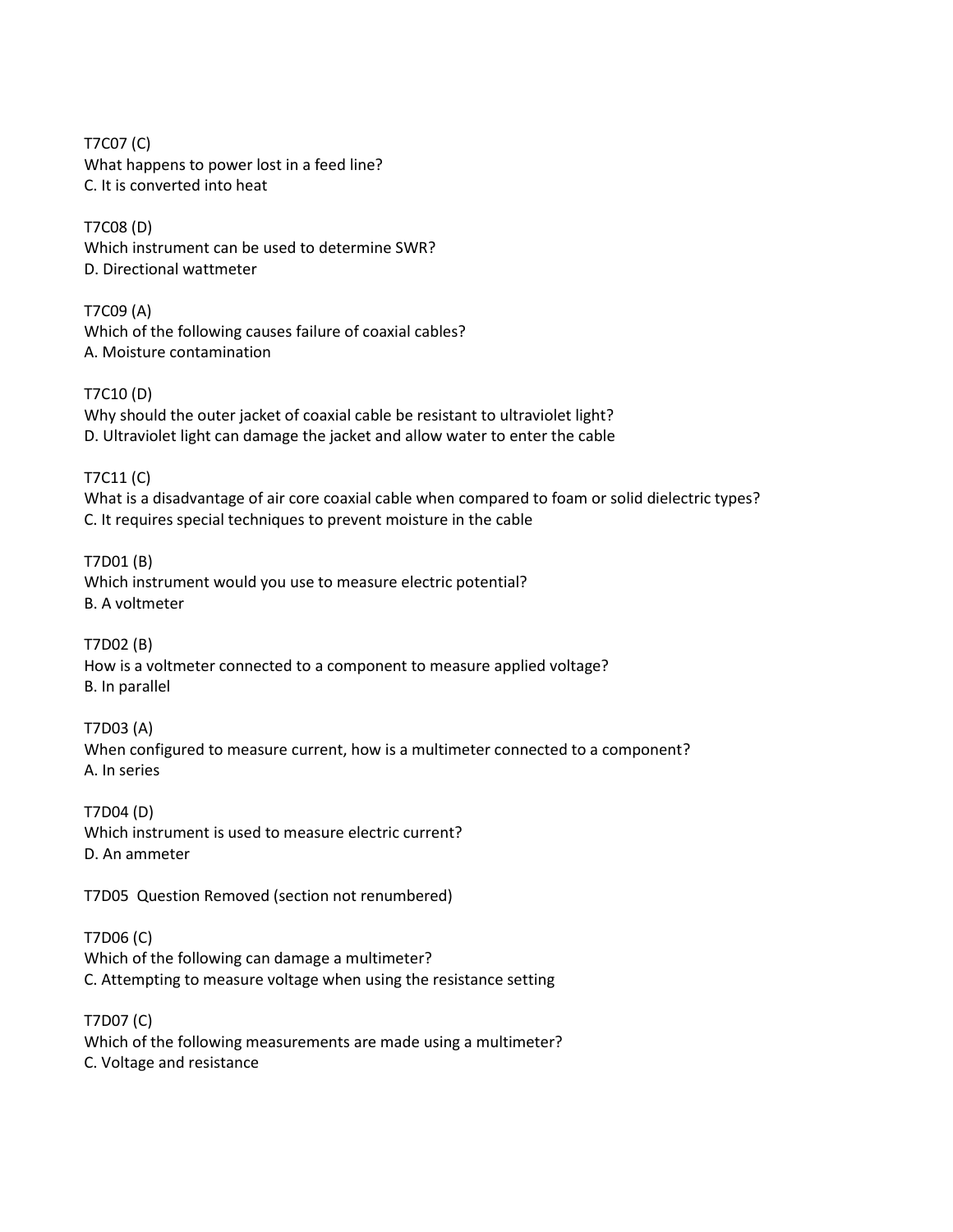T7C07 (C)
What happens to power lost in a feed line?
C. It is converted into heat

T7C08 (D)
Which instrument can be used to determine SWR?
D. Directional wattmeter

T7C09 (A)
Which of the following causes failure of coaxial cables?
A. Moisture contamination

T7C10 (D)
Why should the outer jacket of coaxial cable be resistant to ultraviolet light?
D. Ultraviolet light can damage the jacket and allow water to enter the cable

T7C11 (C)
What is a disadvantage of air core coaxial cable when compared to foam or solid dielectric types?
C. It requires special techniques to prevent moisture in the cable

T7D01 (B)
Which instrument would you use to measure electric potential?
B. A voltmeter

T7D02 (B)
How is a voltmeter connected to a component to measure applied voltage?
B. In parallel

T7D03 (A)
When configured to measure current, how is a multimeter connected to a component?
A. In series

T7D04 (D)
Which instrument is used to measure electric current?
D. An ammeter

T7D05 Question Removed (section not renumbered)

T7D06 (C)
Which of the following can damage a multimeter?
C. Attempting to measure voltage when using the resistance setting

T7D07 (C)
Which of the following measurements are made using a multimeter?
C. Voltage and resistance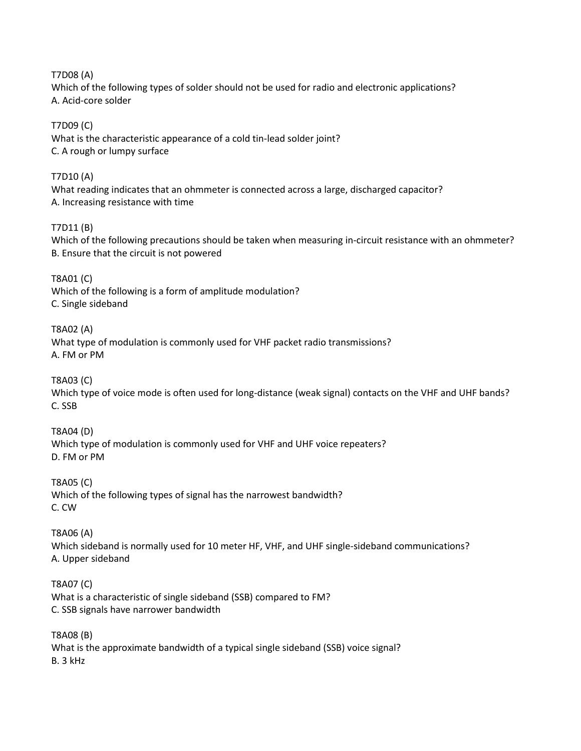T7D08 (A)
Which of the following types of solder should not be used for radio and electronic applications?
A. Acid-core solder

T7D09 (C)
What is the characteristic appearance of a cold tin-lead solder joint?
C. A rough or lumpy surface

T7D10 (A)
What reading indicates that an ohmmeter is connected across a large, discharged capacitor?
A. Increasing resistance with time

T7D11 (B)
Which of the following precautions should be taken when measuring in-circuit resistance with an ohmmeter?
B. Ensure that the circuit is not powered

T8A01 (C)
Which of the following is a form of amplitude modulation?
C. Single sideband

T8A02 (A)
What type of modulation is commonly used for VHF packet radio transmissions?
A. FM or PM

T8A03 (C)
Which type of voice mode is often used for long-distance (weak signal) contacts on the VHF and UHF bands?
C. SSB

T8A04 (D)
Which type of modulation is commonly used for VHF and UHF voice repeaters?
D. FM or PM

T8A05 (C)
Which of the following types of signal has the narrowest bandwidth?
C. CW

T8A06 (A)
Which sideband is normally used for 10 meter HF, VHF, and UHF single-sideband communications?
A. Upper sideband

T8A07 (C)
What is a characteristic of single sideband (SSB) compared to FM?
C. SSB signals have narrower bandwidth

T8A08 (B)
What is the approximate bandwidth of a typical single sideband (SSB) voice signal?
B. 3 kHz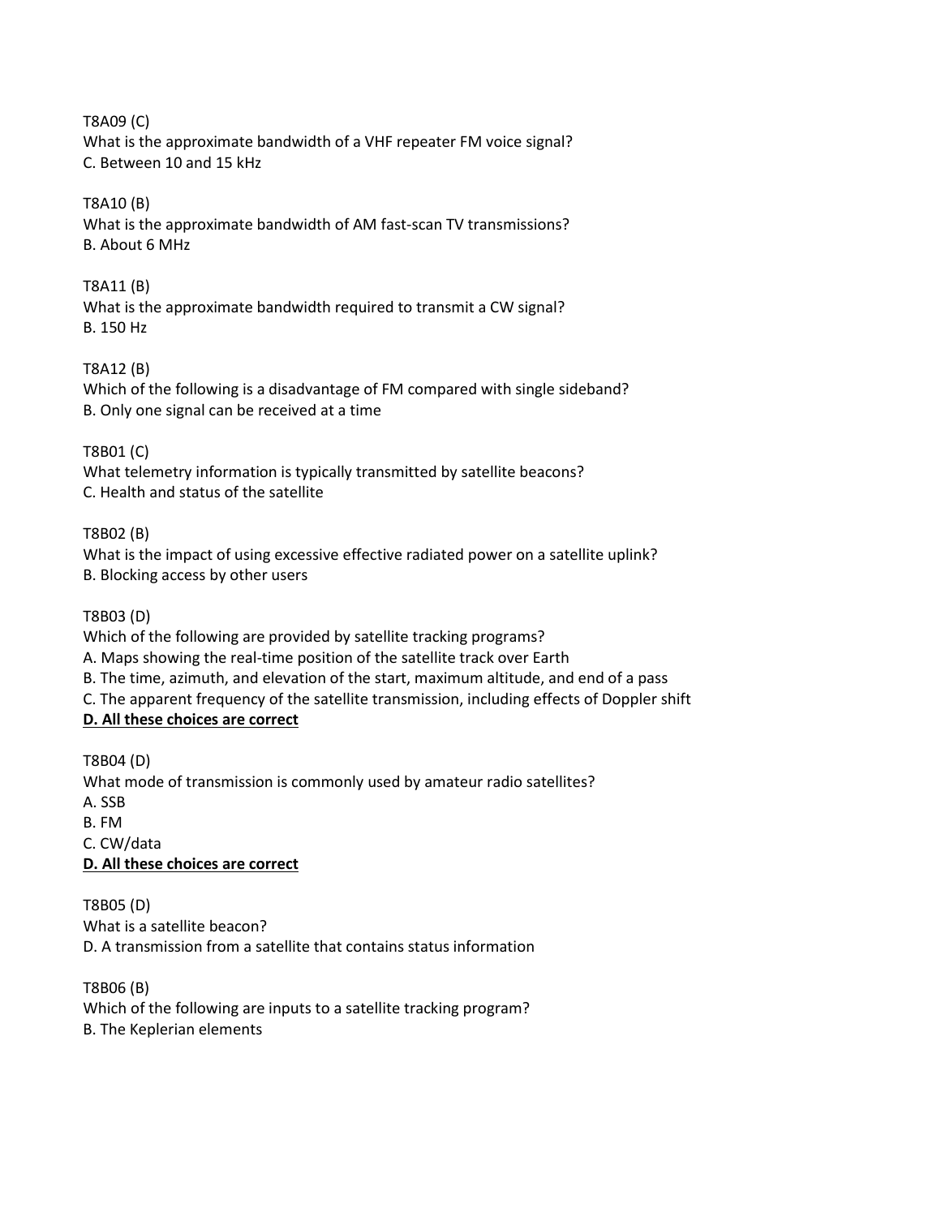T8A09 (C)
What is the approximate bandwidth of a VHF repeater FM voice signal?
C. Between 10 and 15 kHz

T8A10 (B)
What is the approximate bandwidth of AM fast-scan TV transmissions?
B. About 6 MHz

T8A11 (B)
What is the approximate bandwidth required to transmit a CW signal?
B. 150 Hz

T8A12 (B)
Which of the following is a disadvantage of FM compared with single sideband?
B. Only one signal can be received at a time

T8B01 (C)
What telemetry information is typically transmitted by satellite beacons?
C. Health and status of the satellite

T8B02 (B)
What is the impact of using excessive effective radiated power on a satellite uplink?
B. Blocking access by other users

T8B03 (D)
Which of the following are provided by satellite tracking programs?
A. Maps showing the real-time position of the satellite track over Earth
B. The time, azimuth, and elevation of the start, maximum altitude, and end of a pass
C. The apparent frequency of the satellite transmission, including effects of Doppler shift
**D. All these choices are correct**

T8B04 (D)
What mode of transmission is commonly used by amateur radio satellites?
A. SSB
B. FM
C. CW/data
**D. All these choices are correct**

T8B05 (D)
What is a satellite beacon?
D. A transmission from a satellite that contains status information

T8B06 (B)
Which of the following are inputs to a satellite tracking program?
B. The Keplerian elements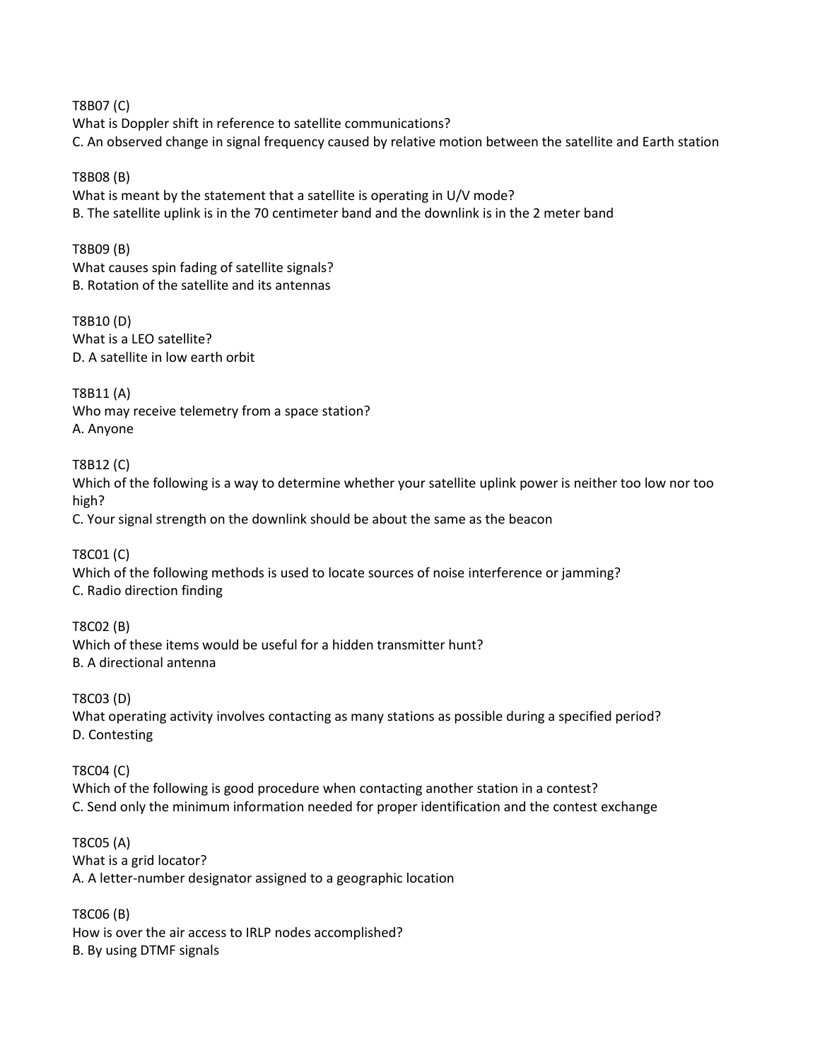T8B07 (C)
What is Doppler shift in reference to satellite communications?
C. An observed change in signal frequency caused by relative motion between the satellite and Earth station

T8B08 (B)
What is meant by the statement that a satellite is operating in U/V mode?
B. The satellite uplink is in the 70 centimeter band and the downlink is in the 2 meter band

T8B09 (B)
What causes spin fading of satellite signals?
B. Rotation of the satellite and its antennas

T8B10 (D)
What is a LEO satellite?
D. A satellite in low earth orbit

T8B11 (A)
Who may receive telemetry from a space station?
A. Anyone

T8B12 (C)
Which of the following is a way to determine whether your satellite uplink power is neither too low nor too high?
C. Your signal strength on the downlink should be about the same as the beacon

T8C01 (C)
Which of the following methods is used to locate sources of noise interference or jamming?
C. Radio direction finding

T8C02 (B)
Which of these items would be useful for a hidden transmitter hunt?
B. A directional antenna

T8C03 (D)
What operating activity involves contacting as many stations as possible during a specified period?
D. Contesting

T8C04 (C)
Which of the following is good procedure when contacting another station in a contest?
C. Send only the minimum information needed for proper identification and the contest exchange

T8C05 (A)
What is a grid locator?
A. A letter-number designator assigned to a geographic location

T8C06 (B)
How is over the air access to IRLP nodes accomplished?
B. By using DTMF signals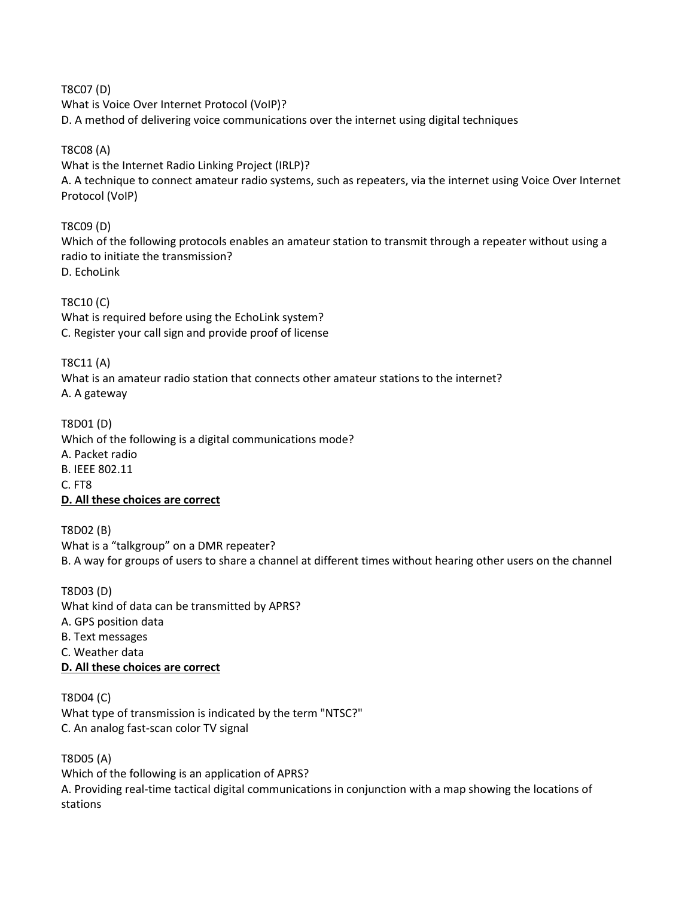T8C07 (D)
What is Voice Over Internet Protocol (VoIP)?
D. A method of delivering voice communications over the internet using digital techniques

T8C08 (A)
What is the Internet Radio Linking Project (IRLP)?
A. A technique to connect amateur radio systems, such as repeaters, via the internet using Voice Over Internet Protocol (VoIP)

T8C09 (D)
Which of the following protocols enables an amateur station to transmit through a repeater without using a radio to initiate the transmission?
D. EchoLink

T8C10 (C)
What is required before using the EchoLink system?
C. Register your call sign and provide proof of license

T8C11 (A)
What is an amateur radio station that connects other amateur stations to the internet?
A. A gateway

T8D01 (D)
Which of the following is a digital communications mode?
A. Packet radio
B. IEEE 802.11
C. FT8
**D. All these choices are correct**

T8D02 (B)
What is a "talkgroup" on a DMR repeater?
B. A way for groups of users to share a channel at different times without hearing other users on the channel

T8D03 (D)
What kind of data can be transmitted by APRS?
A. GPS position data
B. Text messages
C. Weather data
**D. All these choices are correct**

T8D04 (C)
What type of transmission is indicated by the term "NTSC?"
C. An analog fast-scan color TV signal

T8D05 (A)
Which of the following is an application of APRS?
A. Providing real-time tactical digital communications in conjunction with a map showing the locations of stations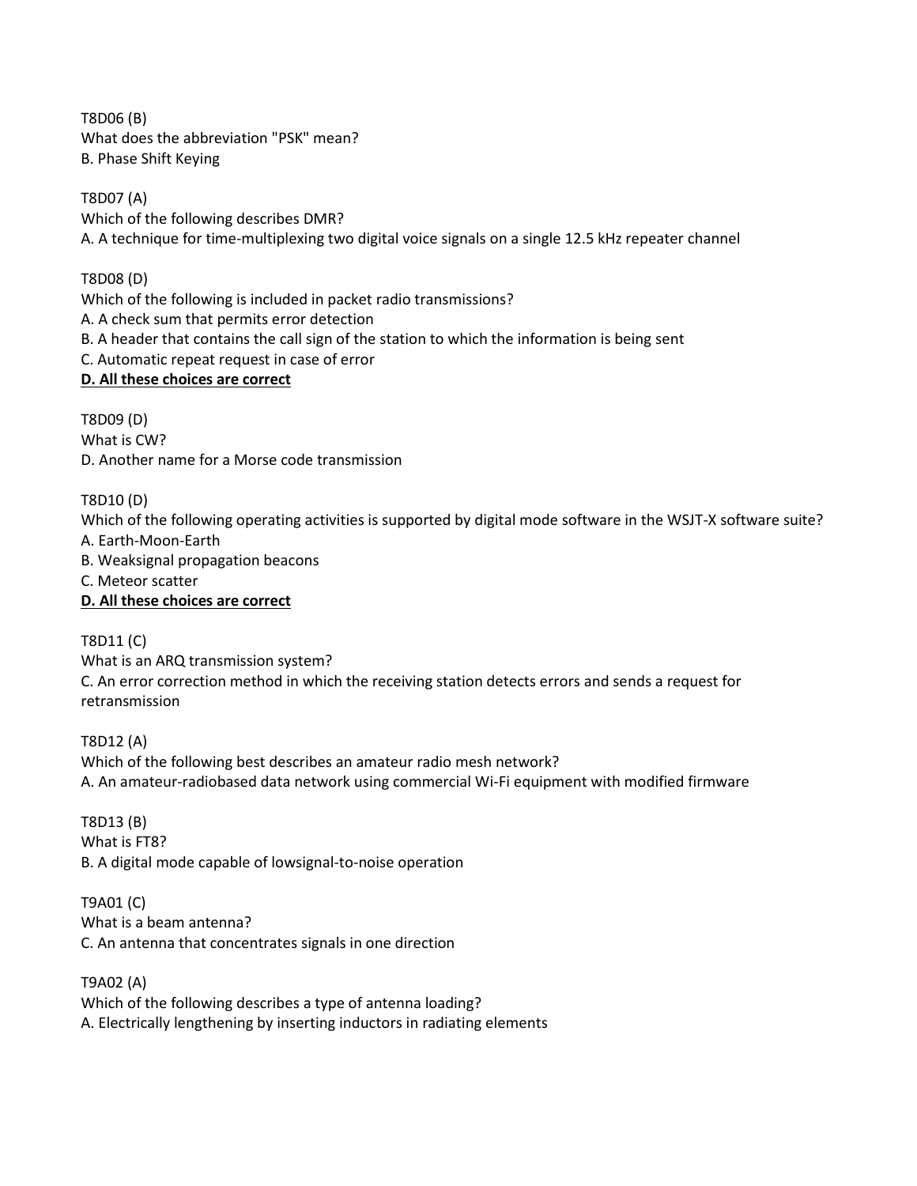T8D06 (B)
What does the abbreviation "PSK" mean?
B. Phase Shift Keying

T8D07 (A)
Which of the following describes DMR?
A. A technique for time-multiplexing two digital voice signals on a single 12.5 kHz repeater channel

T8D08 (D)
Which of the following is included in packet radio transmissions?
A. A check sum that permits error detection
B. A header that contains the call sign of the station to which the information is being sent
C. Automatic repeat request in case of error
**D. All these choices are correct**

T8D09 (D)
What is CW?
D. Another name for a Morse code transmission

T8D10 (D)
Which of the following operating activities is supported by digital mode software in the WSJT-X software suite?
A. Earth-Moon-Earth
B. Weaksignal propagation beacons
C. Meteor scatter
**D. All these choices are correct**

T8D11 (C)
What is an ARQ transmission system?
C. An error correction method in which the receiving station detects errors and sends a request for retransmission

T8D12 (A)
Which of the following best describes an amateur radio mesh network?
A. An amateur-radiobased data network using commercial Wi-Fi equipment with modified firmware

T8D13 (B)
What is FT8?
B. A digital mode capable of lowsignal-to-noise operation

T9A01 (C)
What is a beam antenna?
C. An antenna that concentrates signals in one direction

T9A02 (A)
Which of the following describes a type of antenna loading?
A. Electrically lengthening by inserting inductors in radiating elements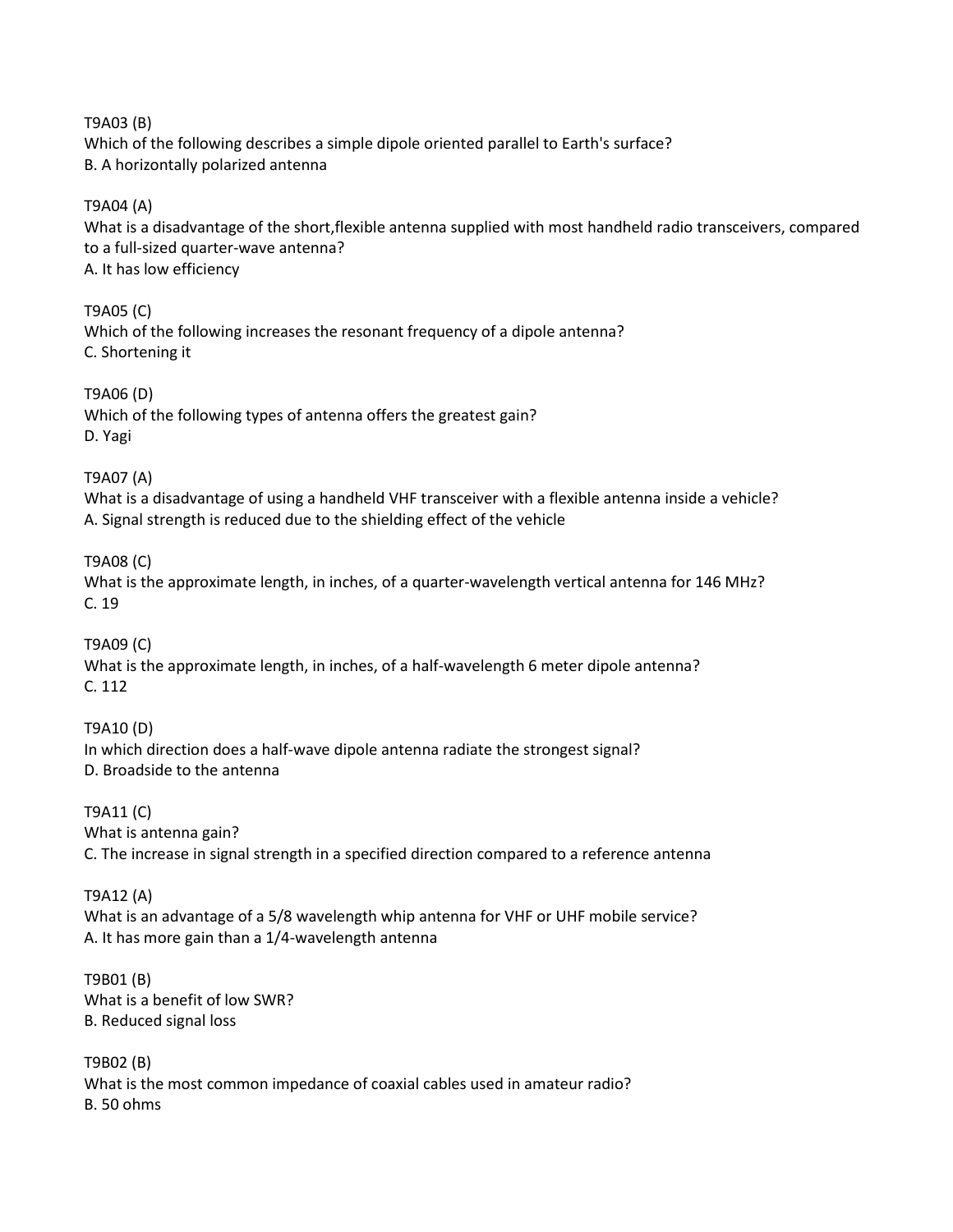T9A03 (B)
Which of the following describes a simple dipole oriented parallel to Earth's surface?
B. A horizontally polarized antenna

T9A04 (A)
What is a disadvantage of the short,flexible antenna supplied with most handheld radio transceivers, compared to a full-sized quarter-wave antenna?
A. It has low efficiency

T9A05 (C)
Which of the following increases the resonant frequency of a dipole antenna?
C. Shortening it

T9A06 (D)
Which of the following types of antenna offers the greatest gain?
D. Yagi

T9A07 (A)
What is a disadvantage of using a handheld VHF transceiver with a flexible antenna inside a vehicle?
A. Signal strength is reduced due to the shielding effect of the vehicle

T9A08 (C)
What is the approximate length, in inches, of a quarter-wavelength vertical antenna for 146 MHz?
C. 19

T9A09 (C)
What is the approximate length, in inches, of a half-wavelength 6 meter dipole antenna?
C. 112

T9A10 (D)
In which direction does a half-wave dipole antenna radiate the strongest signal?
D. Broadside to the antenna

T9A11 (C)
What is antenna gain?
C. The increase in signal strength in a specified direction compared to a reference antenna

T9A12 (A)
What is an advantage of a 5/8 wavelength whip antenna for VHF or UHF mobile service?
A. It has more gain than a 1/4-wavelength antenna

T9B01 (B)
What is a benefit of low SWR?
B. Reduced signal loss

T9B02 (B)
What is the most common impedance of coaxial cables used in amateur radio?
B. 50 ohms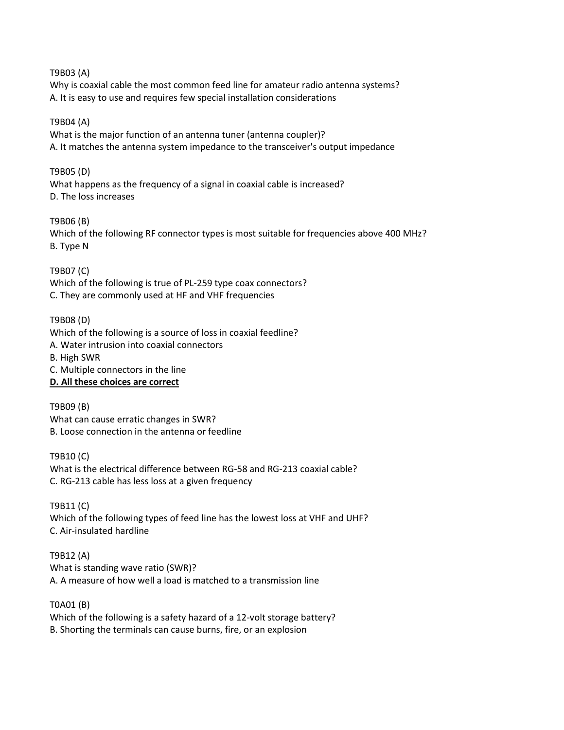T9B03 (A)
Why is coaxial cable the most common feed line for amateur radio antenna systems?
A. It is easy to use and requires few special installation considerations

T9B04 (A)
What is the major function of an antenna tuner (antenna coupler)?
A. It matches the antenna system impedance to the transceiver's output impedance

T9B05 (D)
What happens as the frequency of a signal in coaxial cable is increased?
D. The loss increases

T9B06 (B)
Which of the following RF connector types is most suitable for frequencies above 400 MHz?
B. Type N

T9B07 (C)
Which of the following is true of PL-259 type coax connectors?
C. They are commonly used at HF and VHF frequencies

T9B08 (D)
Which of the following is a source of loss in coaxial feedline?
A. Water intrusion into coaxial connectors
B. High SWR
C. Multiple connectors in the line
**<u>D. All these choices are correct</u>**

T9B09 (B)
What can cause erratic changes in SWR?
B. Loose connection in the antenna or feedline

T9B10 (C)
What is the electrical difference between RG-58 and RG-213 coaxial cable?
C. RG-213 cable has less loss at a given frequency

T9B11 (C)
Which of the following types of feed line has the lowest loss at VHF and UHF?
C. Air-insulated hardline

T9B12 (A)
What is standing wave ratio (SWR)?
A. A measure of how well a load is matched to a transmission line

T0A01 (B)
Which of the following is a safety hazard of a 12-volt storage battery?
B. Shorting the terminals can cause burns, fire, or an explosion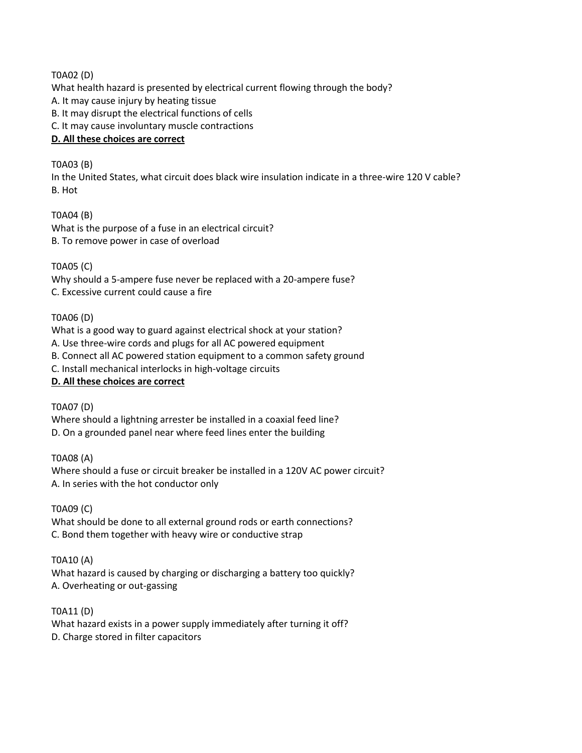T0A02 (D)
What health hazard is presented by electrical current flowing through the body?
A. It may cause injury by heating tissue
B. It may disrupt the electrical functions of cells
C. It may cause involuntary muscle contractions
<u>**D. All these choices are correct**</u>

T0A03 (B)
In the United States, what circuit does black wire insulation indicate in a three-wire 120 V cable?
B. Hot

T0A04 (B)
What is the purpose of a fuse in an electrical circuit?
B. To remove power in case of overload

T0A05 (C)
Why should a 5-ampere fuse never be replaced with a 20-ampere fuse?
C. Excessive current could cause a fire

T0A06 (D)
What is a good way to guard against electrical shock at your station?
A. Use three-wire cords and plugs for all AC powered equipment
B. Connect all AC powered station equipment to a common safety ground
C. Install mechanical interlocks in high-voltage circuits
<u>**D. All these choices are correct**</u>

T0A07 (D)
Where should a lightning arrester be installed in a coaxial feed line?
D. On a grounded panel near where feed lines enter the building

T0A08 (A)
Where should a fuse or circuit breaker be installed in a 120V AC power circuit?
A. In series with the hot conductor only

T0A09 (C)
What should be done to all external ground rods or earth connections?
C. Bond them together with heavy wire or conductive strap

T0A10 (A)
What hazard is caused by charging or discharging a battery too quickly?
A. Overheating or out-gassing

T0A11 (D)
What hazard exists in a power supply immediately after turning it off?
D. Charge stored in filter capacitors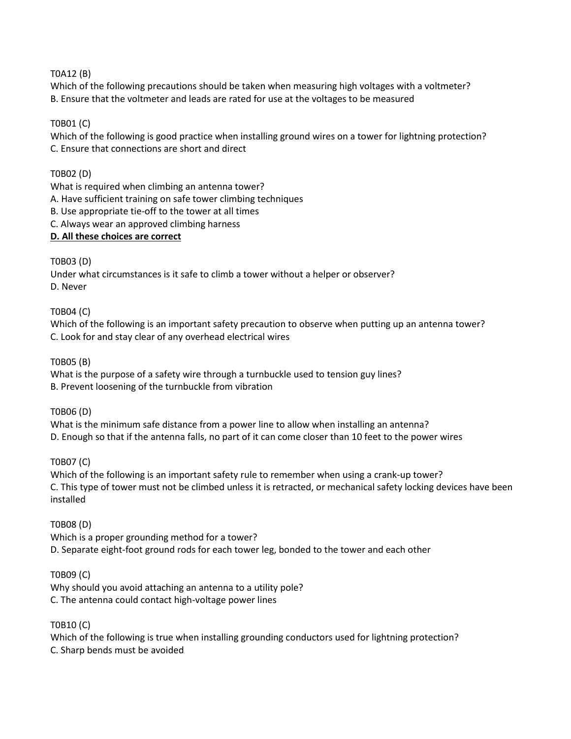T0A12 (B)
Which of the following precautions should be taken when measuring high voltages with a voltmeter?
B. Ensure that the voltmeter and leads are rated for use at the voltages to be measured

T0B01 (C)
Which of the following is good practice when installing ground wires on a tower for lightning protection?
C. Ensure that connections are short and direct

T0B02 (D)
What is required when climbing an antenna tower?
A. Have sufficient training on safe tower climbing techniques
B. Use appropriate tie-off to the tower at all times
C. Always wear an approved climbing harness
<u>**D. All these choices are correct**</u>

T0B03 (D)
Under what circumstances is it safe to climb a tower without a helper or observer?
D. Never

T0B04 (C)
Which of the following is an important safety precaution to observe when putting up an antenna tower?
C. Look for and stay clear of any overhead electrical wires

T0B05 (B)
What is the purpose of a safety wire through a turnbuckle used to tension guy lines?
B. Prevent loosening of the turnbuckle from vibration

T0B06 (D)
What is the minimum safe distance from a power line to allow when installing an antenna?
D. Enough so that if the antenna falls, no part of it can come closer than 10 feet to the power wires

T0B07 (C)
Which of the following is an important safety rule to remember when using a crank-up tower?
C. This type of tower must not be climbed unless it is retracted, or mechanical safety locking devices have been installed

T0B08 (D)
Which is a proper grounding method for a tower?
D. Separate eight-foot ground rods for each tower leg, bonded to the tower and each other

T0B09 (C)
Why should you avoid attaching an antenna to a utility pole?
C. The antenna could contact high-voltage power lines

T0B10 (C)
Which of the following is true when installing grounding conductors used for lightning protection?
C. Sharp bends must be avoided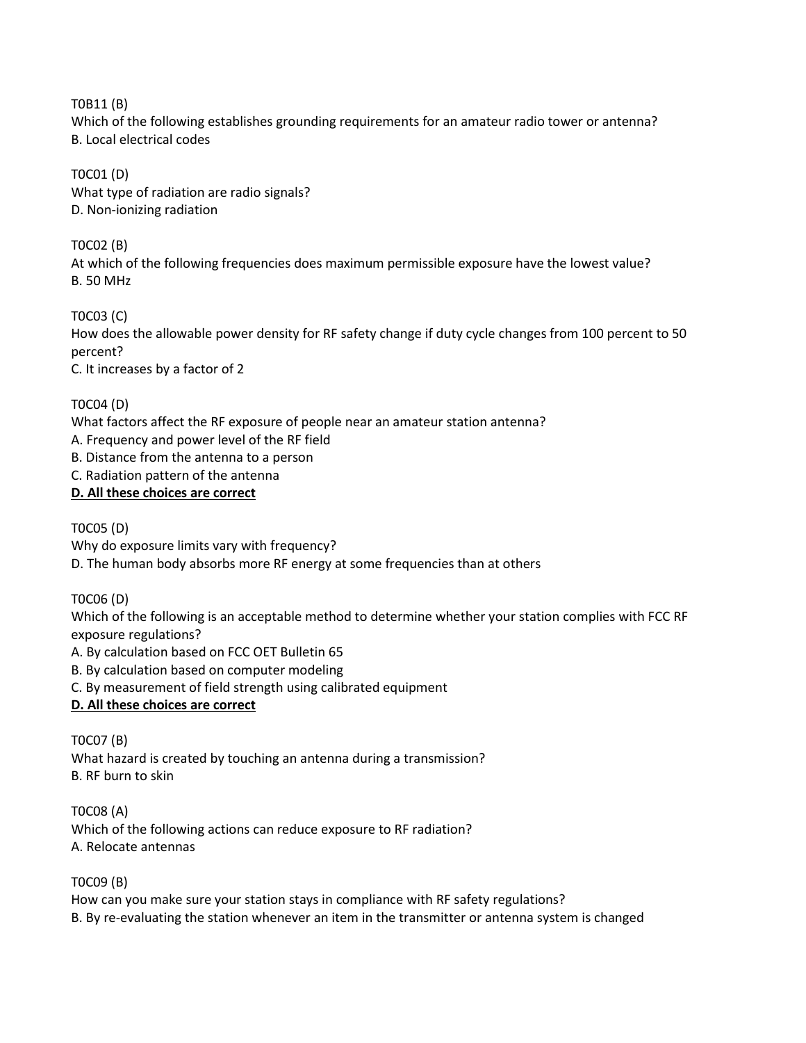T0B11 (B)
Which of the following establishes grounding requirements for an amateur radio tower or antenna?
B. Local electrical codes

T0C01 (D)
What type of radiation are radio signals?
D. Non-ionizing radiation

T0C02 (B)
At which of the following frequencies does maximum permissible exposure have the lowest value?
B. 50 MHz

T0C03 (C)
How does the allowable power density for RF safety change if duty cycle changes from 100 percent to 50 percent?
C. It increases by a factor of 2

T0C04 (D)
What factors affect the RF exposure of people near an amateur station antenna?
A. Frequency and power level of the RF field
B. Distance from the antenna to a person
C. Radiation pattern of the antenna
<u>**D. All these choices are correct**</u>

T0C05 (D)
Why do exposure limits vary with frequency?
D. The human body absorbs more RF energy at some frequencies than at others

T0C06 (D)
Which of the following is an acceptable method to determine whether your station complies with FCC RF exposure regulations?
A. By calculation based on FCC OET Bulletin 65
B. By calculation based on computer modeling
C. By measurement of field strength using calibrated equipment
<u>**D. All these choices are correct**</u>

T0C07 (B)
What hazard is created by touching an antenna during a transmission?
B. RF burn to skin

T0C08 (A)
Which of the following actions can reduce exposure to RF radiation?
A. Relocate antennas

T0C09 (B)
How can you make sure your station stays in compliance with RF safety regulations?
B. By re-evaluating the station whenever an item in the transmitter or antenna system is changed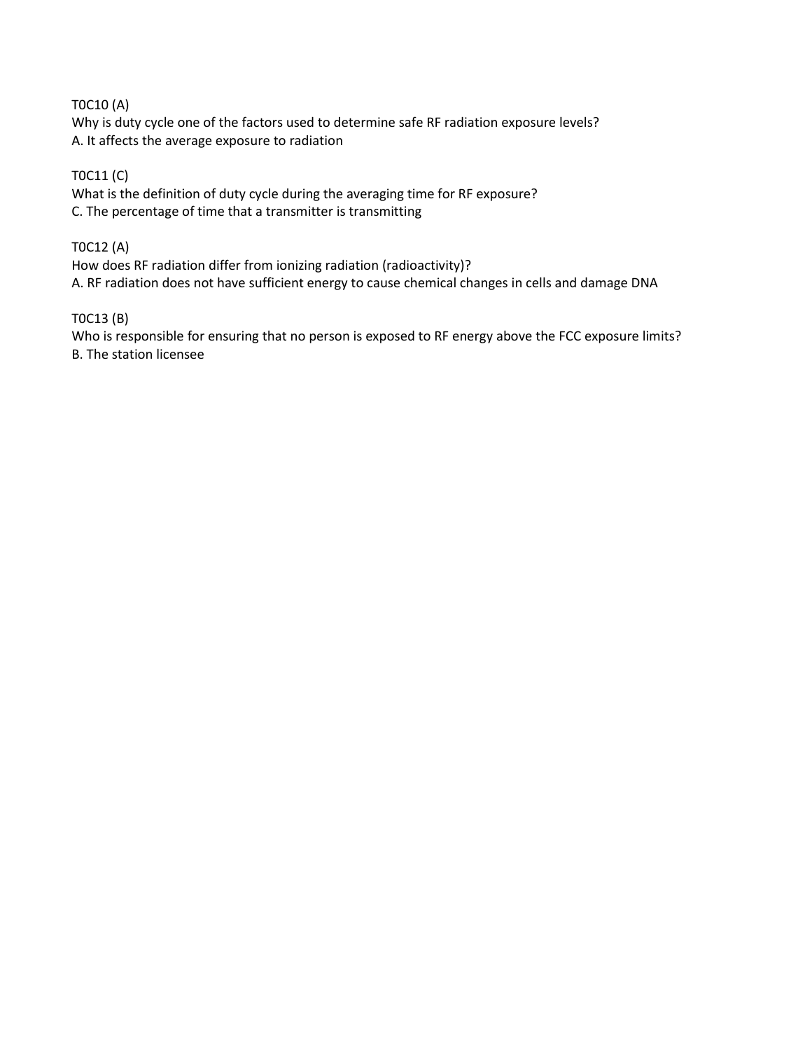T0C10 (A)
Why is duty cycle one of the factors used to determine safe RF radiation exposure levels?
A. It affects the average exposure to radiation

T0C11 (C)
What is the definition of duty cycle during the averaging time for RF exposure?
C. The percentage of time that a transmitter is transmitting

T0C12 (A)
How does RF radiation differ from ionizing radiation (radioactivity)?
A. RF radiation does not have sufficient energy to cause chemical changes in cells and damage DNA

T0C13 (B)
Who is responsible for ensuring that no person is exposed to RF energy above the FCC exposure limits?
B. The station licensee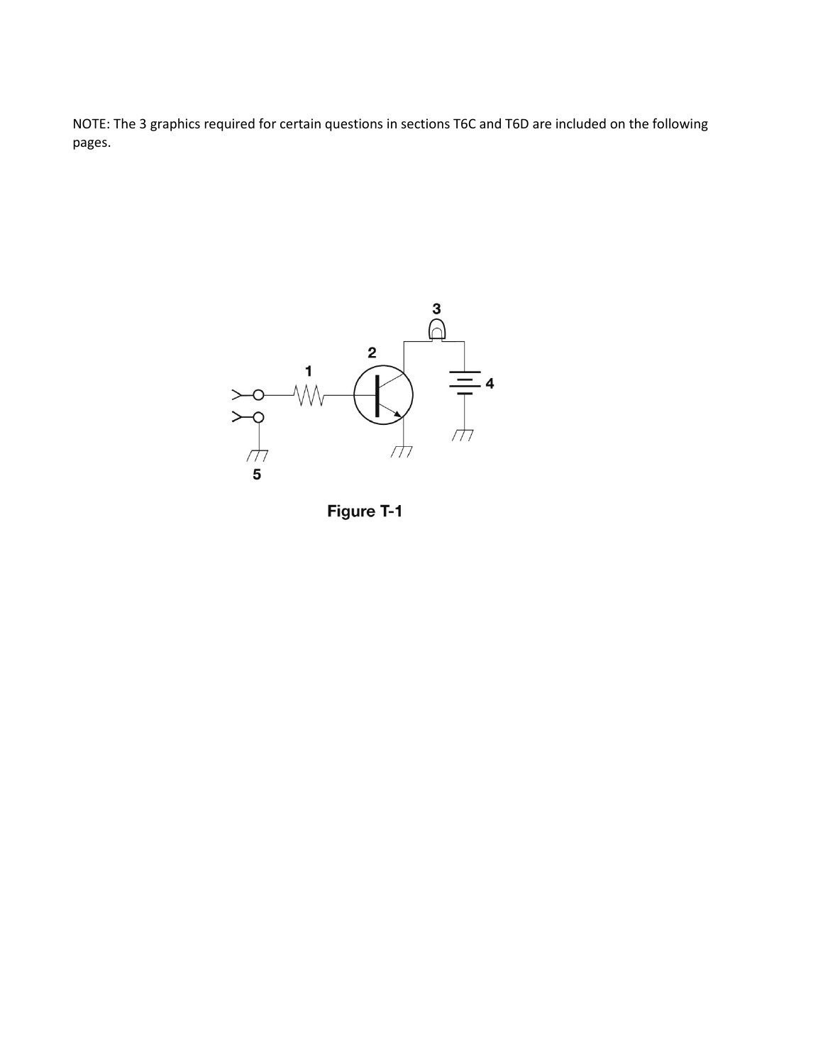NOTE: The 3 graphics required for certain questions in sections T6C and T6D are included on the following pages.

3

2

1

4

5

Figure T-1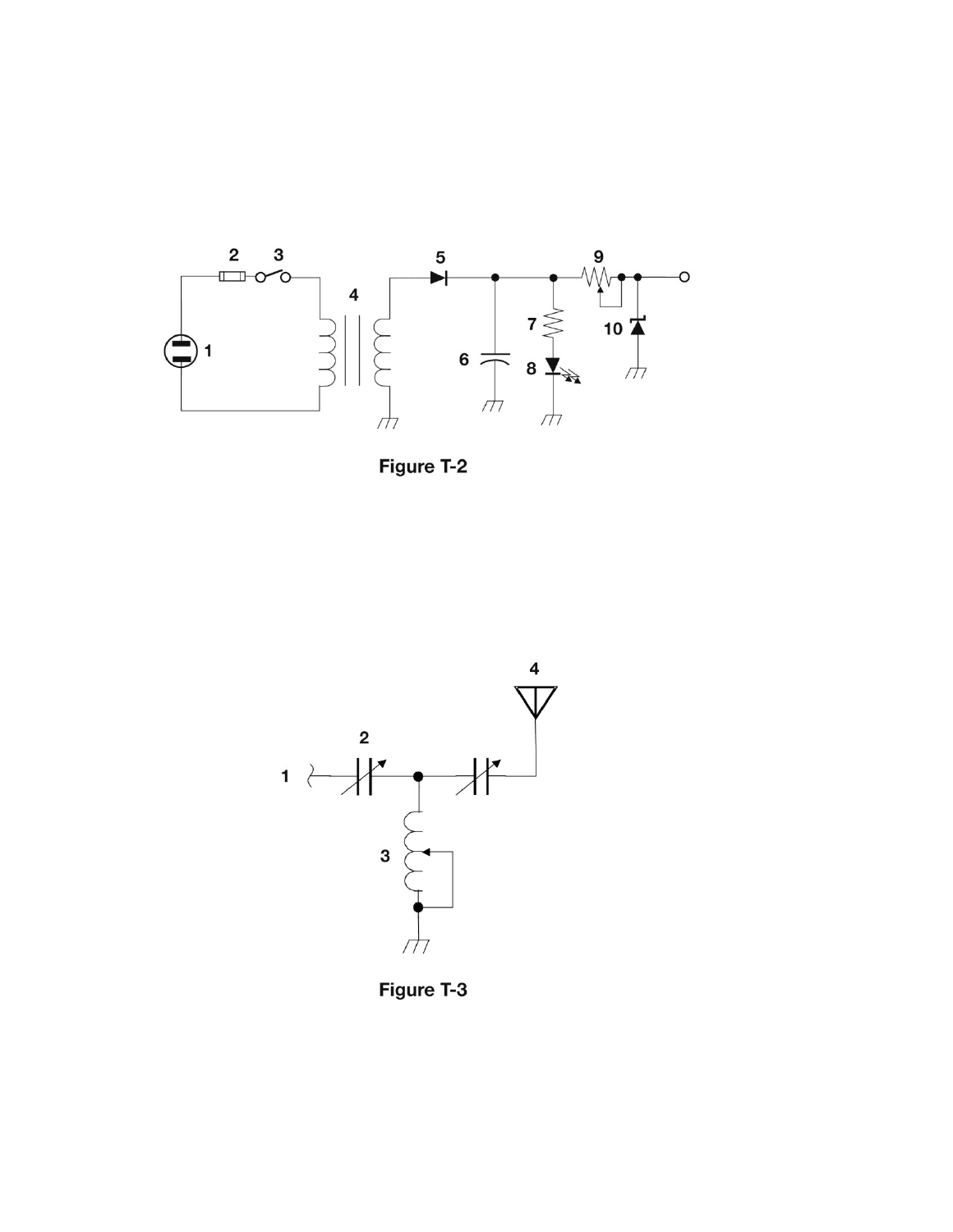1
2
3
4
5
6
7
8
9
10

Figure T-2

1
2
3
4

Figure T-3